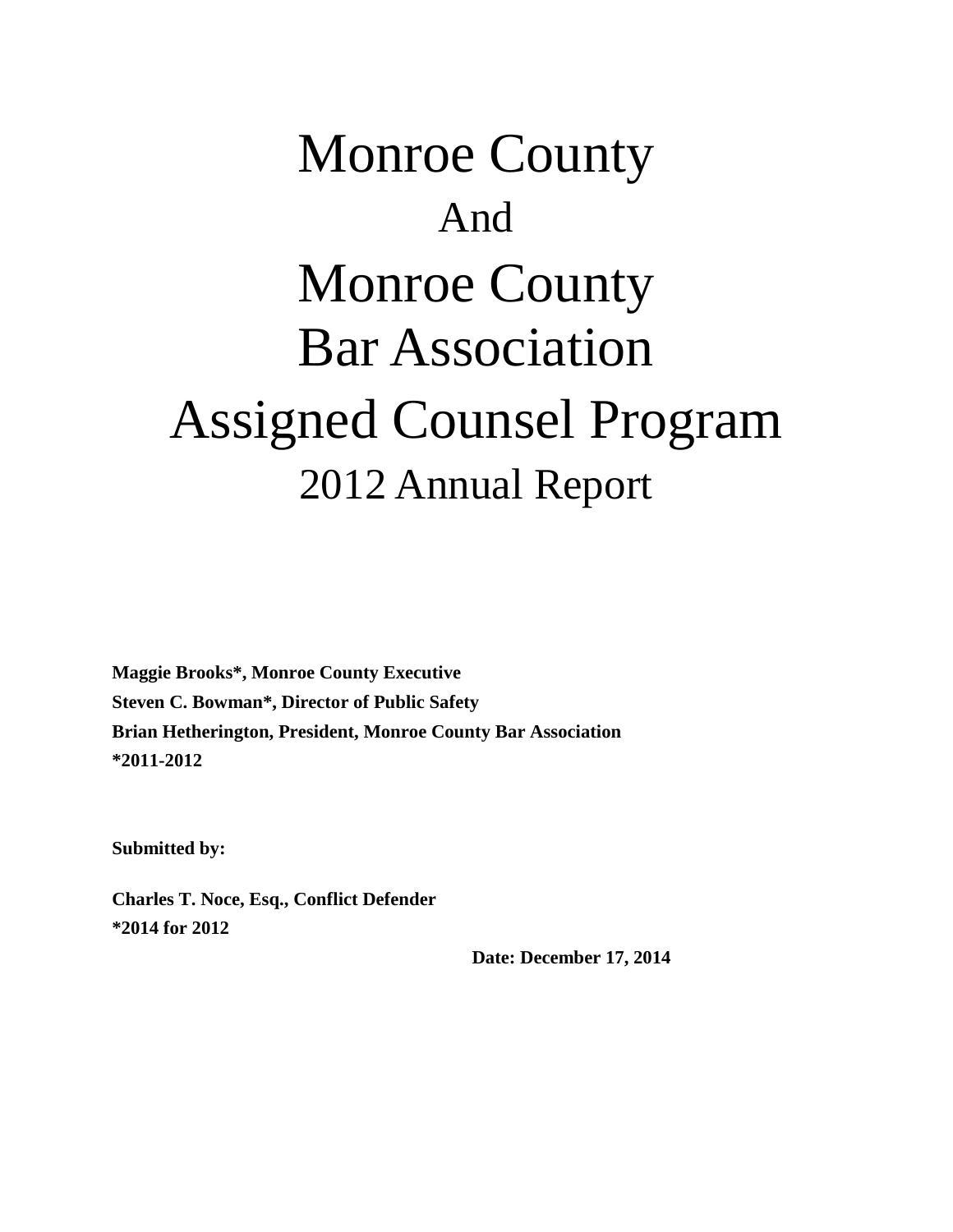# Monroe County

## And

# Monroe County
# Bar Association
# Assigned Counsel Program

## 2012 Annual Report

**Maggie Brooks\*, Monroe County Executive**
**Steven C. Bowman\*, Director of Public Safety**
**Brian Hetherington, President, Monroe County Bar Association**
**\*2011-2012**

**Submitted by:**

**Charles T. Noce, Esq., Conflict Defender**
**\*2014 for 2012**

**Date: December 17, 2014**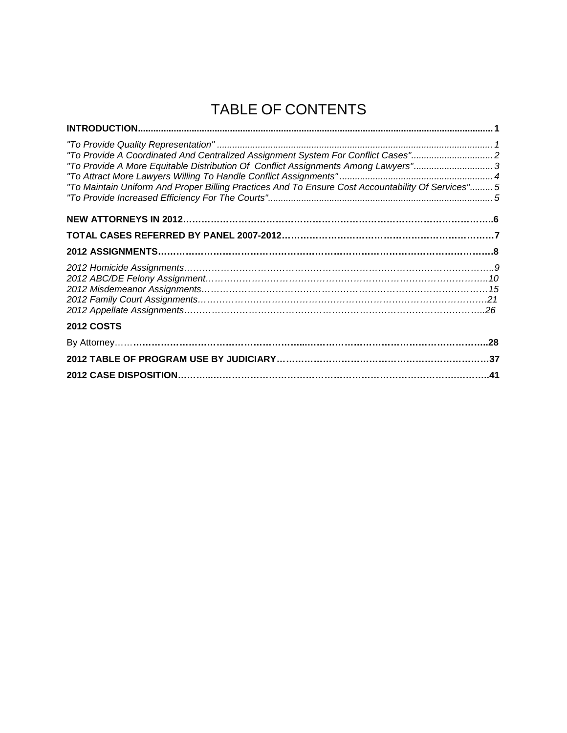# TABLE OF CONTENTS

**INTRODUCTION........................................................................................................................................ 1**

*"To Provide Quality Representation" ........................................................................................................ 1*
*"To Provide A Coordinated And Centralized Assignment System For Conflict Cases"................................ 2*
*"To Provide A More Equitable Distribution Of Conflict Assignments Among Lawyers"............................... 3*
*"To Attract More Lawyers Willing To Handle Conflict Assignments" ........................................................... 4*
*"To Maintain Uniform And Proper Billing Practices And To Ensure Cost Accountability Of Services"......... 5*
*"To Provide Increased Efficiency For The Courts"...................................................................................... 5*

**NEW ATTORNEYS IN 2012……………………………………………………………………………………….6**

**TOTAL CASES REFERRED BY PANEL 2007-2012…………………………………………………………….7**

**2012 ASSIGNMENTS………………………………………………………………………………………………8**

*2012 Homicide Assignments……………………………………………………………………………………..9*
*2012 ABC/DE Felony Assignment………………………………………………………………………………..10*
*2012 Misdemeanor Assignments………………………………………………………………………………15*
*2012 Family Court Assignments…………………………………………………………………………………21*
*2012 Appellate Assignments……………………………………………………………………………………..26*

**2012 COSTS**

By Attorney……**…………………………………………………………………………………………………..28**

**2012 TABLE OF PROGRAM USE BY JUDICIARY………………………………………………………………37**

**2012 CASE DISPOSITION………...………………………………………………………………………..……..41**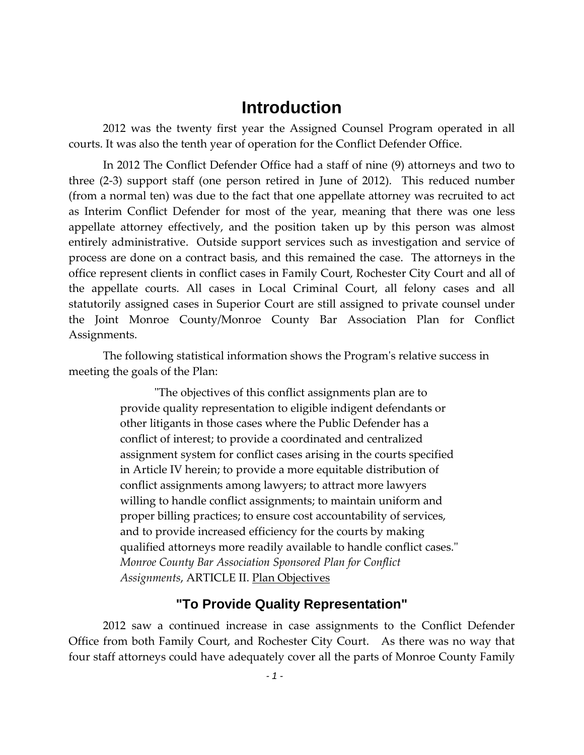# Introduction

2012 was the twenty first year the Assigned Counsel Program operated in all courts. It was also the tenth year of operation for the Conflict Defender Office.

In 2012 The Conflict Defender Office had a staff of nine (9) attorneys and two to three (2-3) support staff (one person retired in June of 2012). This reduced number (from a normal ten) was due to the fact that one appellate attorney was recruited to act as Interim Conflict Defender for most of the year, meaning that there was one less appellate attorney effectively, and the position taken up by this person was almost entirely administrative. Outside support services such as investigation and service of process are done on a contract basis, and this remained the case. The attorneys in the office represent clients in conflict cases in Family Court, Rochester City Court and all of the appellate courts. All cases in Local Criminal Court, all felony cases and all statutorily assigned cases in Superior Court are still assigned to private counsel under the Joint Monroe County/Monroe County Bar Association Plan for Conflict Assignments.

The following statistical information shows the Program's relative success in meeting the goals of the Plan:

> "The objectives of this conflict assignments plan are to provide quality representation to eligible indigent defendants or other litigants in those cases where the Public Defender has a conflict of interest; to provide a coordinated and centralized assignment system for conflict cases arising in the courts specified in Article IV herein; to provide a more equitable distribution of conflict assignments among lawyers; to attract more lawyers willing to handle conflict assignments; to maintain uniform and proper billing practices; to ensure cost accountability of services, and to provide increased efficiency for the courts by making qualified attorneys more readily available to handle conflict cases."
> *Monroe County Bar Association Sponsored Plan for Conflict Assignments*, ARTICLE II. Plan Objectives

## "To Provide Quality Representation"

2012 saw a continued increase in case assignments to the Conflict Defender Office from both Family Court, and Rochester City Court. As there was no way that four staff attorneys could have adequately cover all the parts of Monroe County Family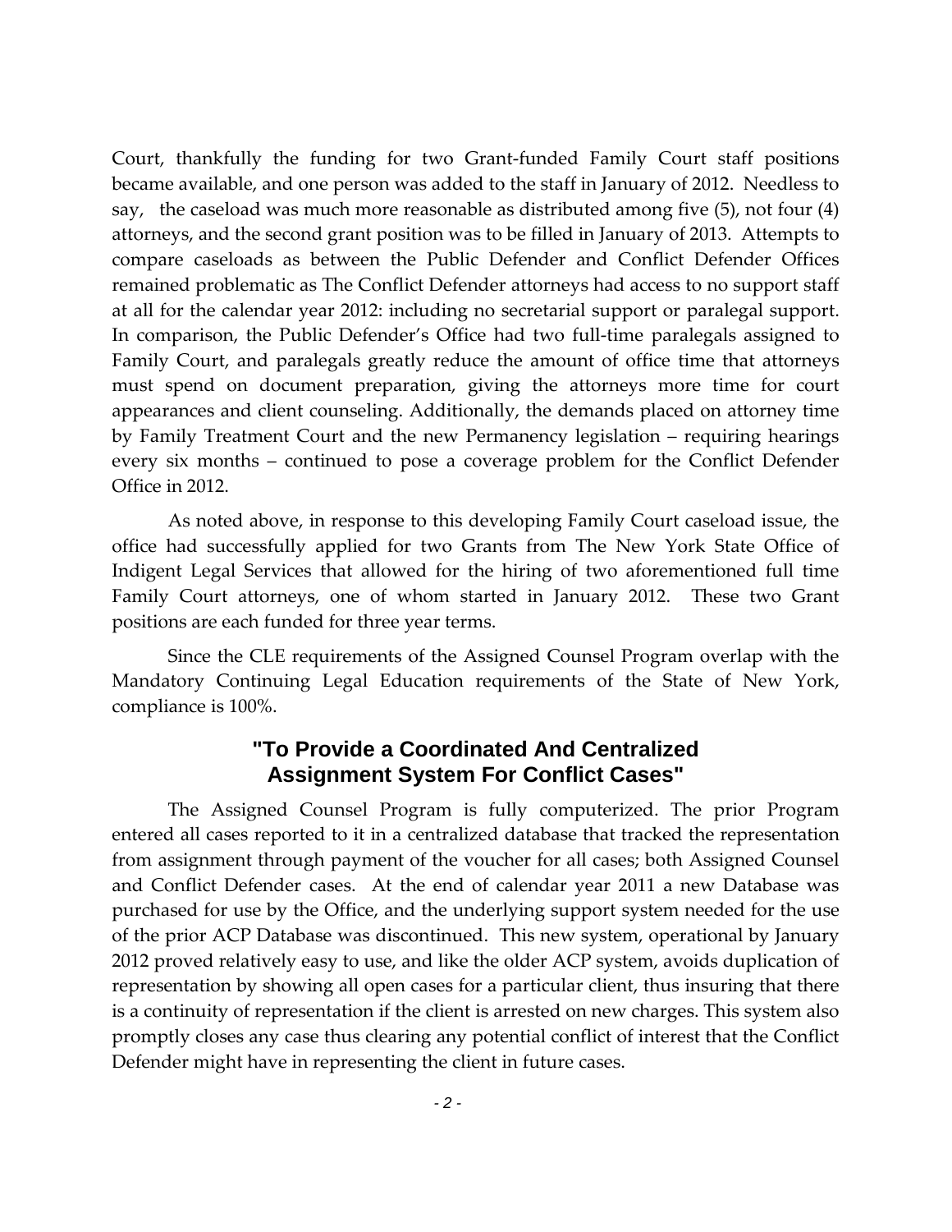Court, thankfully the funding for two Grant-funded Family Court staff positions became available, and one person was added to the staff in January of 2012. Needless to say, the caseload was much more reasonable as distributed among five (5), not four (4) attorneys, and the second grant position was to be filled in January of 2013. Attempts to compare caseloads as between the Public Defender and Conflict Defender Offices remained problematic as The Conflict Defender attorneys had access to no support staff at all for the calendar year 2012: including no secretarial support or paralegal support. In comparison, the Public Defender's Office had two full-time paralegals assigned to Family Court, and paralegals greatly reduce the amount of office time that attorneys must spend on document preparation, giving the attorneys more time for court appearances and client counseling. Additionally, the demands placed on attorney time by Family Treatment Court and the new Permanency legislation – requiring hearings every six months – continued to pose a coverage problem for the Conflict Defender Office in 2012.

As noted above, in response to this developing Family Court caseload issue, the office had successfully applied for two Grants from The New York State Office of Indigent Legal Services that allowed for the hiring of two aforementioned full time Family Court attorneys, one of whom started in January 2012. These two Grant positions are each funded for three year terms.

Since the CLE requirements of the Assigned Counsel Program overlap with the Mandatory Continuing Legal Education requirements of the State of New York, compliance is 100%.

## "To Provide a Coordinated And Centralized Assignment System For Conflict Cases"

The Assigned Counsel Program is fully computerized. The prior Program entered all cases reported to it in a centralized database that tracked the representation from assignment through payment of the voucher for all cases; both Assigned Counsel and Conflict Defender cases. At the end of calendar year 2011 a new Database was purchased for use by the Office, and the underlying support system needed for the use of the prior ACP Database was discontinued. This new system, operational by January 2012 proved relatively easy to use, and like the older ACP system, avoids duplication of representation by showing all open cases for a particular client, thus insuring that there is a continuity of representation if the client is arrested on new charges. This system also promptly closes any case thus clearing any potential conflict of interest that the Conflict Defender might have in representing the client in future cases.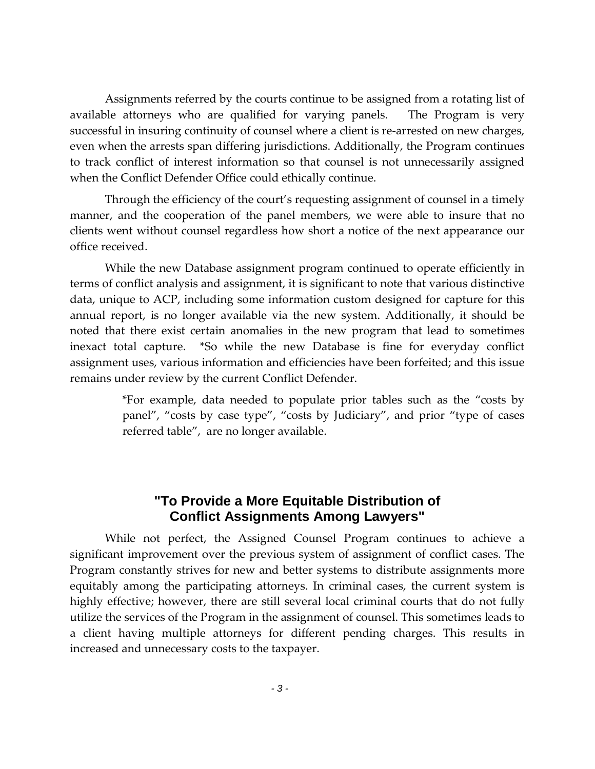Assignments referred by the courts continue to be assigned from a rotating list of available attorneys who are qualified for varying panels. The Program is very successful in insuring continuity of counsel where a client is re-arrested on new charges, even when the arrests span differing jurisdictions. Additionally, the Program continues to track conflict of interest information so that counsel is not unnecessarily assigned when the Conflict Defender Office could ethically continue.

Through the efficiency of the court's requesting assignment of counsel in a timely manner, and the cooperation of the panel members, we were able to insure that no clients went without counsel regardless how short a notice of the next appearance our office received.

While the new Database assignment program continued to operate efficiently in terms of conflict analysis and assignment, it is significant to note that various distinctive data, unique to ACP, including some information custom designed for capture for this annual report, is no longer available via the new system. Additionally, it should be noted that there exist certain anomalies in the new program that lead to sometimes inexact total capture. *So while the new Database is fine for everyday conflict assignment uses, various information and efficiencies have been forfeited; and this issue remains under review by the current Conflict Defender.

> *For example, data needed to populate prior tables such as the "costs by panel", "costs by case type", "costs by Judiciary", and prior "type of cases referred table", are no longer available.

## "To Provide a More Equitable Distribution of Conflict Assignments Among Lawyers"

While not perfect, the Assigned Counsel Program continues to achieve a significant improvement over the previous system of assignment of conflict cases. The Program constantly strives for new and better systems to distribute assignments more equitably among the participating attorneys. In criminal cases, the current system is highly effective; however, there are still several local criminal courts that do not fully utilize the services of the Program in the assignment of counsel. This sometimes leads to a client having multiple attorneys for different pending charges. This results in increased and unnecessary costs to the taxpayer.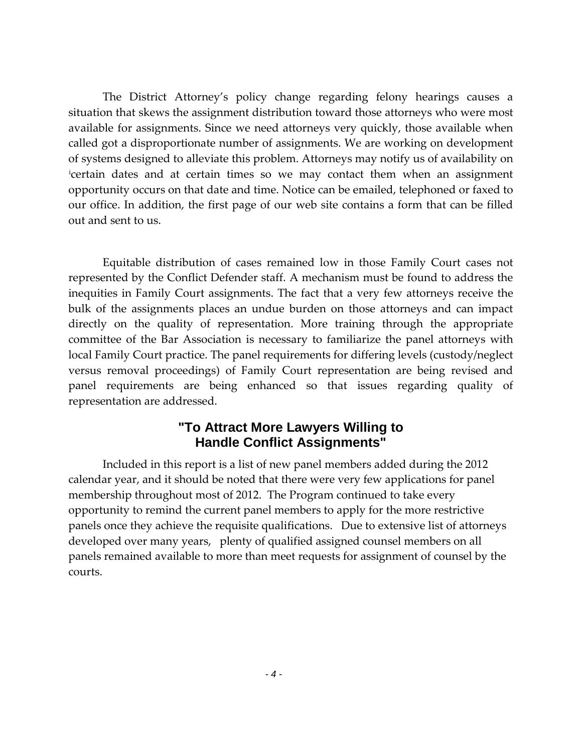The District Attorney's policy change regarding felony hearings causes a situation that skews the assignment distribution toward those attorneys who were most available for assignments. Since we need attorneys very quickly, those available when called got a disproportionate number of assignments. We are working on development of systems designed to alleviate this problem. Attorneys may notify us of availability on [i]certain dates and at certain times so we may contact them when an assignment opportunity occurs on that date and time. Notice can be emailed, telephoned or faxed to our office. In addition, the first page of our web site contains a form that can be filled out and sent to us.

Equitable distribution of cases remained low in those Family Court cases not represented by the Conflict Defender staff. A mechanism must be found to address the inequities in Family Court assignments. The fact that a very few attorneys receive the bulk of the assignments places an undue burden on those attorneys and can impact directly on the quality of representation. More training through the appropriate committee of the Bar Association is necessary to familiarize the panel attorneys with local Family Court practice. The panel requirements for differing levels (custody/neglect versus removal proceedings) of Family Court representation are being revised and panel requirements are being enhanced so that issues regarding quality of representation are addressed.

## "To Attract More Lawyers Willing to Handle Conflict Assignments"

Included in this report is a list of new panel members added during the 2012 calendar year, and it should be noted that there were very few applications for panel membership throughout most of 2012. The Program continued to take every opportunity to remind the current panel members to apply for the more restrictive panels once they achieve the requisite qualifications. Due to extensive list of attorneys developed over many years, plenty of qualified assigned counsel members on all panels remained available to more than meet requests for assignment of counsel by the courts.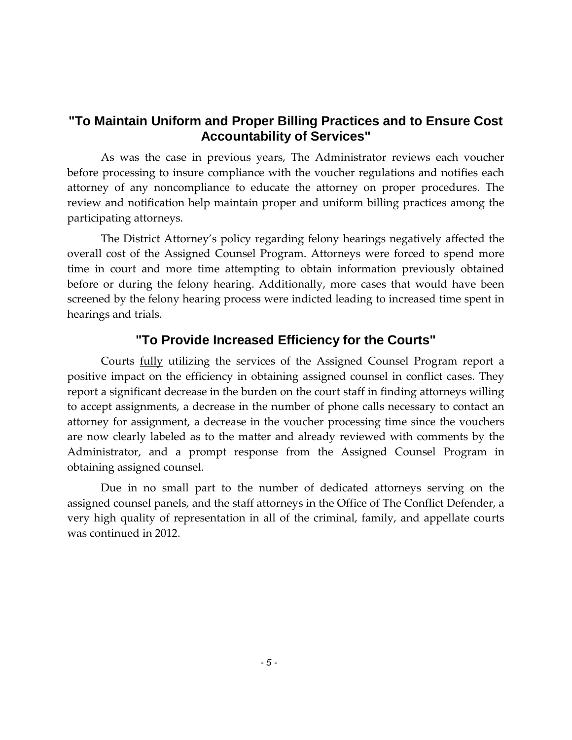## "To Maintain Uniform and Proper Billing Practices and to Ensure Cost Accountability of Services"

As was the case in previous years, The Administrator reviews each voucher before processing to insure compliance with the voucher regulations and notifies each attorney of any noncompliance to educate the attorney on proper procedures. The review and notification help maintain proper and uniform billing practices among the participating attorneys.

The District Attorney's policy regarding felony hearings negatively affected the overall cost of the Assigned Counsel Program. Attorneys were forced to spend more time in court and more time attempting to obtain information previously obtained before or during the felony hearing. Additionally, more cases that would have been screened by the felony hearing process were indicted leading to increased time spent in hearings and trials.

## "To Provide Increased Efficiency for the Courts"

Courts <u>fully</u> utilizing the services of the Assigned Counsel Program report a positive impact on the efficiency in obtaining assigned counsel in conflict cases. They report a significant decrease in the burden on the court staff in finding attorneys willing to accept assignments, a decrease in the number of phone calls necessary to contact an attorney for assignment, a decrease in the voucher processing time since the vouchers are now clearly labeled as to the matter and already reviewed with comments by the Administrator, and a prompt response from the Assigned Counsel Program in obtaining assigned counsel.

Due in no small part to the number of dedicated attorneys serving on the assigned counsel panels, and the staff attorneys in the Office of The Conflict Defender, a very high quality of representation in all of the criminal, family, and appellate courts was continued in 2012.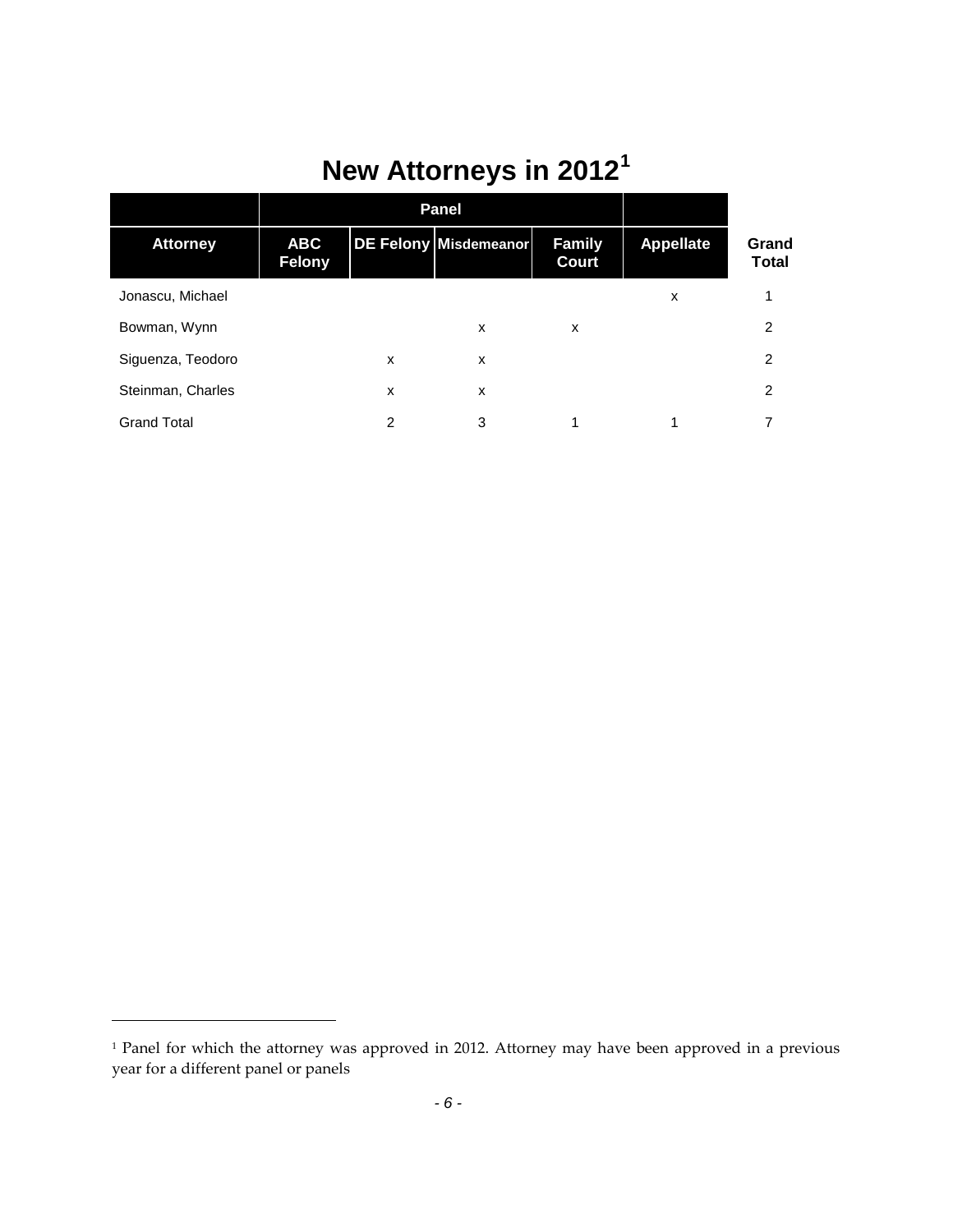# New Attorneys in 2012[1]

| | Panel | | | | | |
|---|---|---|---|---|---|---|
| **Attorney** | **ABC Felony** | **DE Felony** | **Misdemeanor** | **Family Court** | **Appellate** | **Grand Total** |
| Jonascu, Michael | | | | | x | 1 |
| Bowman, Wynn | | | x | x | | 2 |
| Siguenza, Teodoro | | x | x | | | 2 |
| Steinman, Charles | | x | x | | | 2 |
| Grand Total | | 2 | 3 | 1 | 1 | 7 |

[1] Panel for which the attorney was approved in 2012. Attorney may have been approved in a previous year for a different panel or panels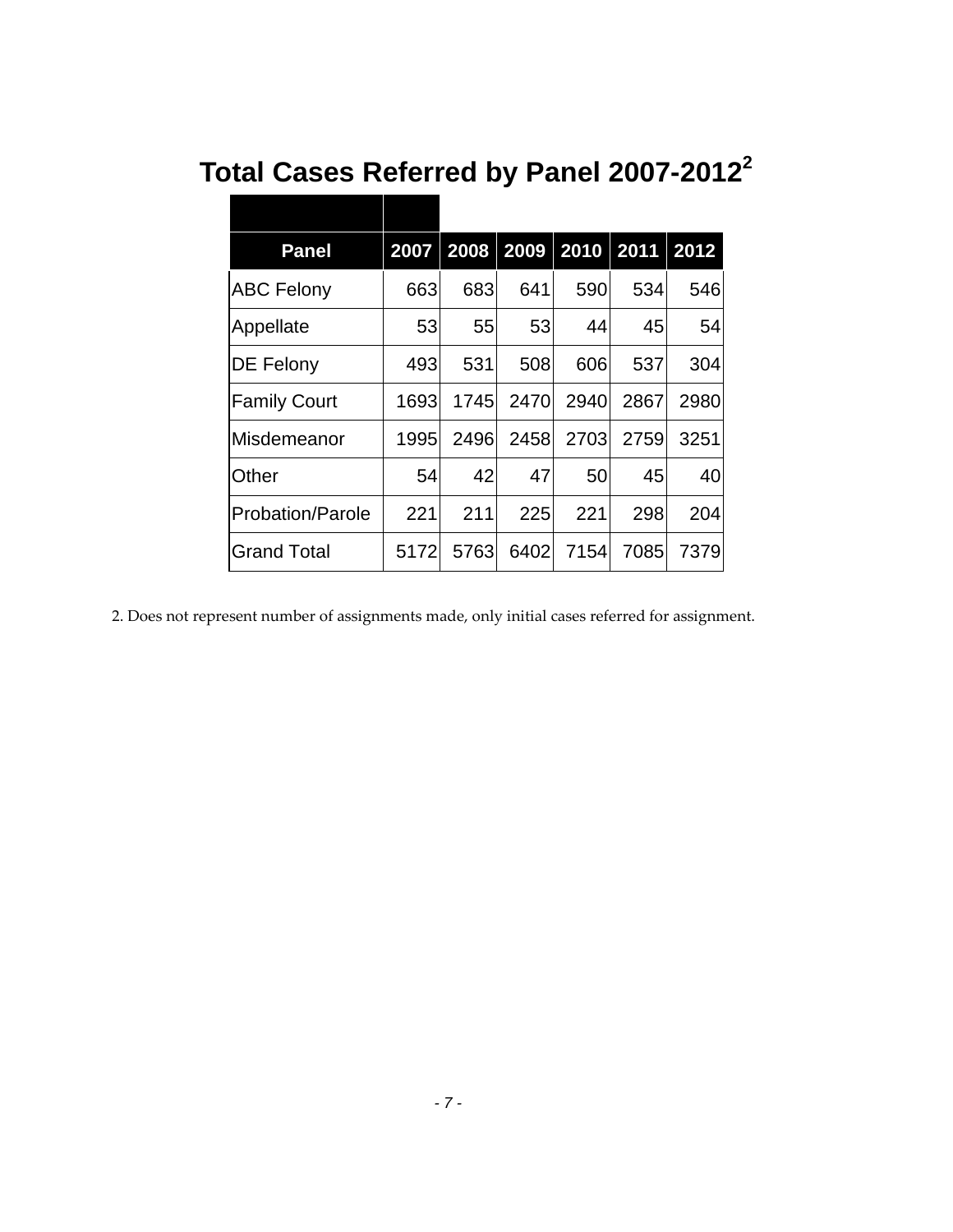# Total Cases Referred by Panel 2007-2012[2]

| Panel | 2007 | 2008 | 2009 | 2010 | 2011 | 2012 |
|---|---|---|---|---|---|---|
| ABC Felony | 663 | 683 | 641 | 590 | 534 | 546 |
| Appellate | 53 | 55 | 53 | 44 | 45 | 54 |
| DE Felony | 493 | 531 | 508 | 606 | 537 | 304 |
| Family Court | 1693 | 1745 | 2470 | 2940 | 2867 | 2980 |
| Misdemeanor | 1995 | 2496 | 2458 | 2703 | 2759 | 3251 |
| Other | 54 | 42 | 47 | 50 | 45 | 40 |
| Probation/Parole | 221 | 211 | 225 | 221 | 298 | 204 |
| Grand Total | 5172 | 5763 | 6402 | 7154 | 7085 | 7379 |

2. Does not represent number of assignments made, only initial cases referred for assignment.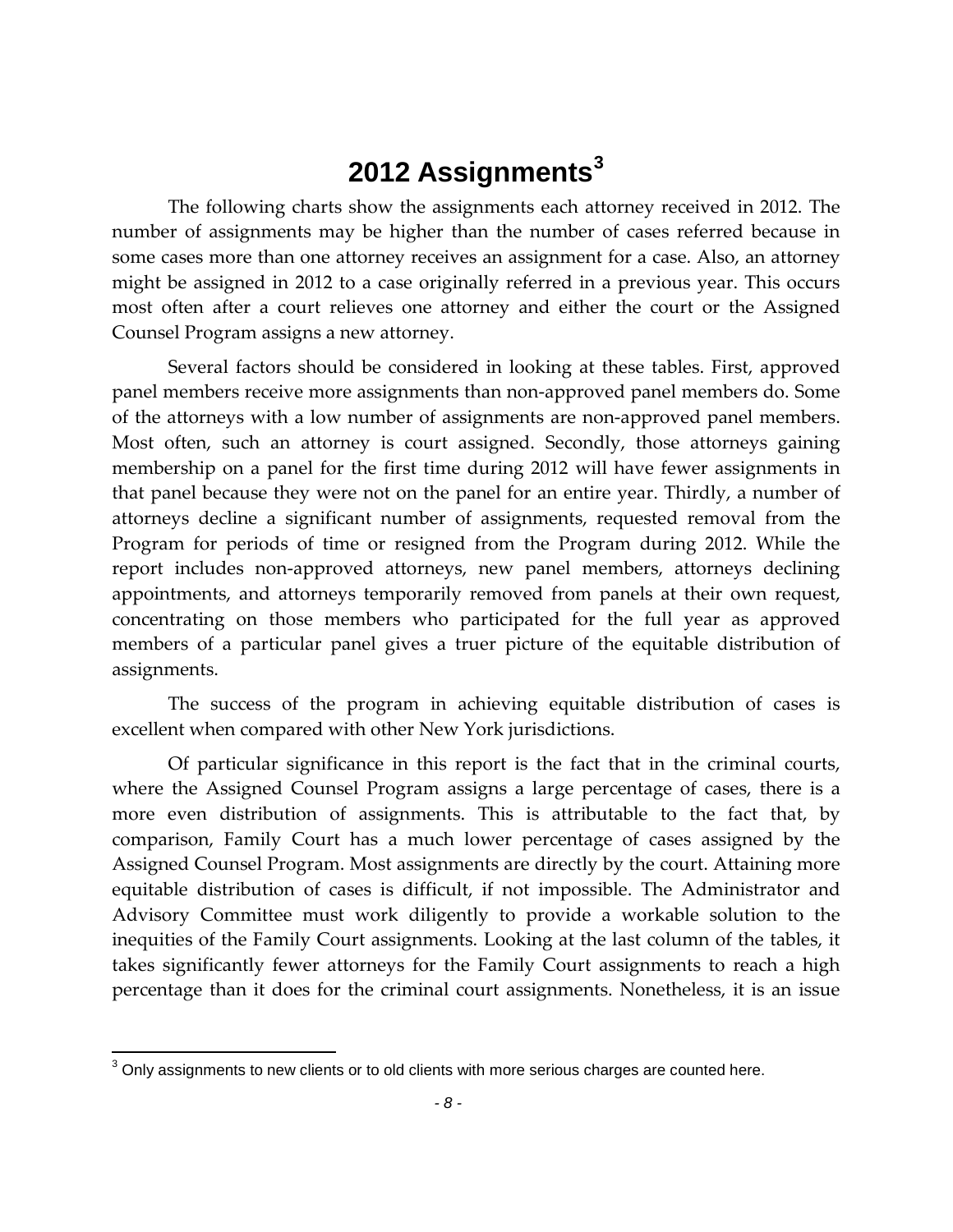# 2012 Assignments[3]

The following charts show the assignments each attorney received in 2012. The number of assignments may be higher than the number of cases referred because in some cases more than one attorney receives an assignment for a case. Also, an attorney might be assigned in 2012 to a case originally referred in a previous year. This occurs most often after a court relieves one attorney and either the court or the Assigned Counsel Program assigns a new attorney.

Several factors should be considered in looking at these tables. First, approved panel members receive more assignments than non-approved panel members do. Some of the attorneys with a low number of assignments are non-approved panel members. Most often, such an attorney is court assigned. Secondly, those attorneys gaining membership on a panel for the first time during 2012 will have fewer assignments in that panel because they were not on the panel for an entire year. Thirdly, a number of attorneys decline a significant number of assignments, requested removal from the Program for periods of time or resigned from the Program during 2012. While the report includes non-approved attorneys, new panel members, attorneys declining appointments, and attorneys temporarily removed from panels at their own request, concentrating on those members who participated for the full year as approved members of a particular panel gives a truer picture of the equitable distribution of assignments.

The success of the program in achieving equitable distribution of cases is excellent when compared with other New York jurisdictions.

Of particular significance in this report is the fact that in the criminal courts, where the Assigned Counsel Program assigns a large percentage of cases, there is a more even distribution of assignments. This is attributable to the fact that, by comparison, Family Court has a much lower percentage of cases assigned by the Assigned Counsel Program. Most assignments are directly by the court. Attaining more equitable distribution of cases is difficult, if not impossible. The Administrator and Advisory Committee must work diligently to provide a workable solution to the inequities of the Family Court assignments. Looking at the last column of the tables, it takes significantly fewer attorneys for the Family Court assignments to reach a high percentage than it does for the criminal court assignments. Nonetheless, it is an issue

[3] Only assignments to new clients or to old clients with more serious charges are counted here.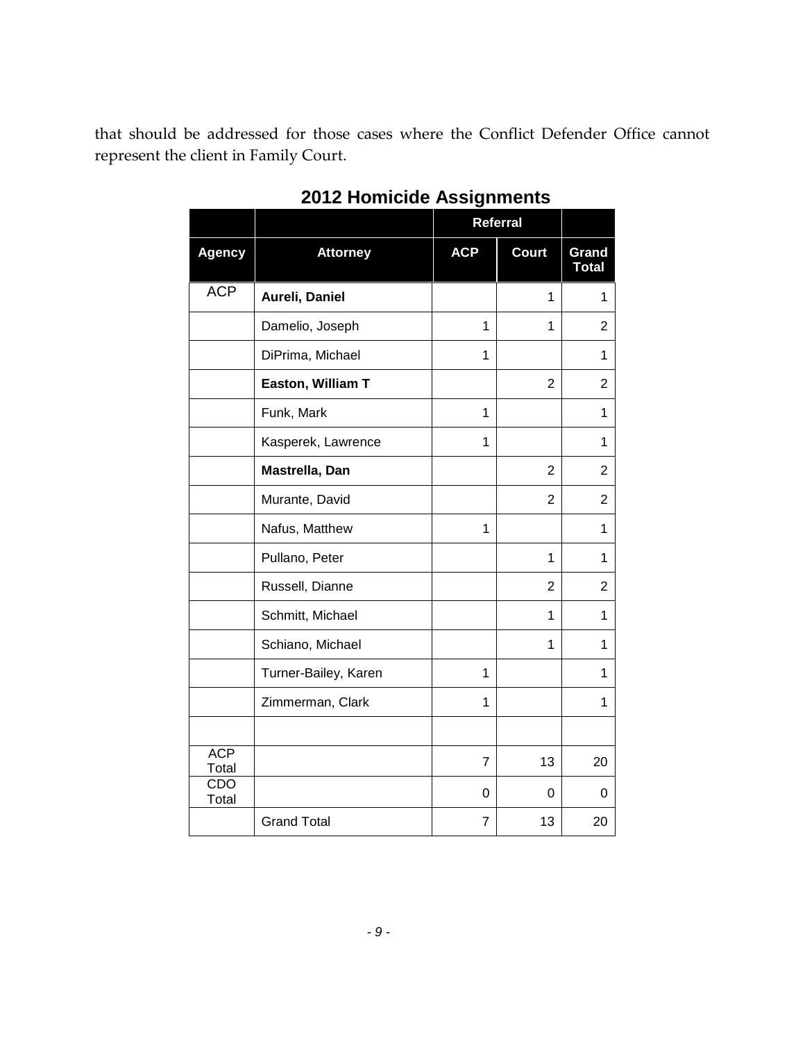that should be addressed for those cases where the Conflict Defender Office cannot represent the client in Family Court.

## 2012 Homicide Assignments

| | | Referral | | |
|---|---|---|---|---|
| **Agency** | **Attorney** | **ACP** | **Court** | **Grand Total** |
| ACP | **Aureli, Daniel** | | 1 | 1 |
| | Damelio, Joseph | 1 | 1 | 2 |
| | DiPrima, Michael | 1 | | 1 |
| | **Easton, William T** | | 2 | 2 |
| | Funk, Mark | 1 | | 1 |
| | Kasperek, Lawrence | 1 | | 1 |
| | **Mastrella, Dan** | | 2 | 2 |
| | Murante, David | | 2 | 2 |
| | Nafus, Matthew | 1 | | 1 |
| | Pullano, Peter | | 1 | 1 |
| | Russell, Dianne | | 2 | 2 |
| | Schmitt, Michael | | 1 | 1 |
| | Schiano, Michael | | 1 | 1 |
| | Turner-Bailey, Karen | 1 | | 1 |
| | Zimmerman, Clark | 1 | | 1 |
| | | | | |
| ACP Total | | 7 | 13 | 20 |
| CDO Total | | 0 | 0 | 0 |
| | Grand Total | 7 | 13 | 20 |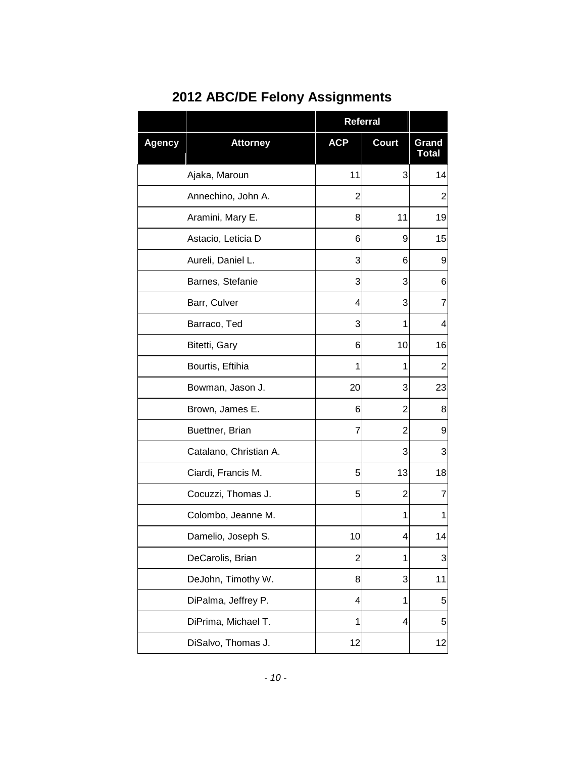# 2012 ABC/DE Felony Assignments

| | | Referral | | |
|---|---|---|---|---|
| **Agency** | **Attorney** | **ACP** | **Court** | **Grand Total** |
| | Ajaka, Maroun | 11 | 3 | 14 |
| | Annechino, John A. | 2 | | 2 |
| | Aramini, Mary E. | 8 | 11 | 19 |
| | Astacio, Leticia D | 6 | 9 | 15 |
| | Aureli, Daniel L. | 3 | 6 | 9 |
| | Barnes, Stefanie | 3 | 3 | 6 |
| | Barr, Culver | 4 | 3 | 7 |
| | Barraco, Ted | 3 | 1 | 4 |
| | Bitetti, Gary | 6 | 10 | 16 |
| | Bourtis, Eftihia | 1 | 1 | 2 |
| | Bowman, Jason J. | 20 | 3 | 23 |
| | Brown, James E. | 6 | 2 | 8 |
| | Buettner, Brian | 7 | 2 | 9 |
| | Catalano, Christian A. | | 3 | 3 |
| | Ciardi, Francis M. | 5 | 13 | 18 |
| | Cocuzzi, Thomas J. | 5 | 2 | 7 |
| | Colombo, Jeanne M. | | 1 | 1 |
| | Damelio, Joseph S. | 10 | 4 | 14 |
| | DeCarolis, Brian | 2 | 1 | 3 |
| | DeJohn, Timothy W. | 8 | 3 | 11 |
| | DiPalma, Jeffrey P. | 4 | 1 | 5 |
| | DiPrima, Michael T. | 1 | 4 | 5 |
| | DiSalvo, Thomas J. | 12 | | 12 |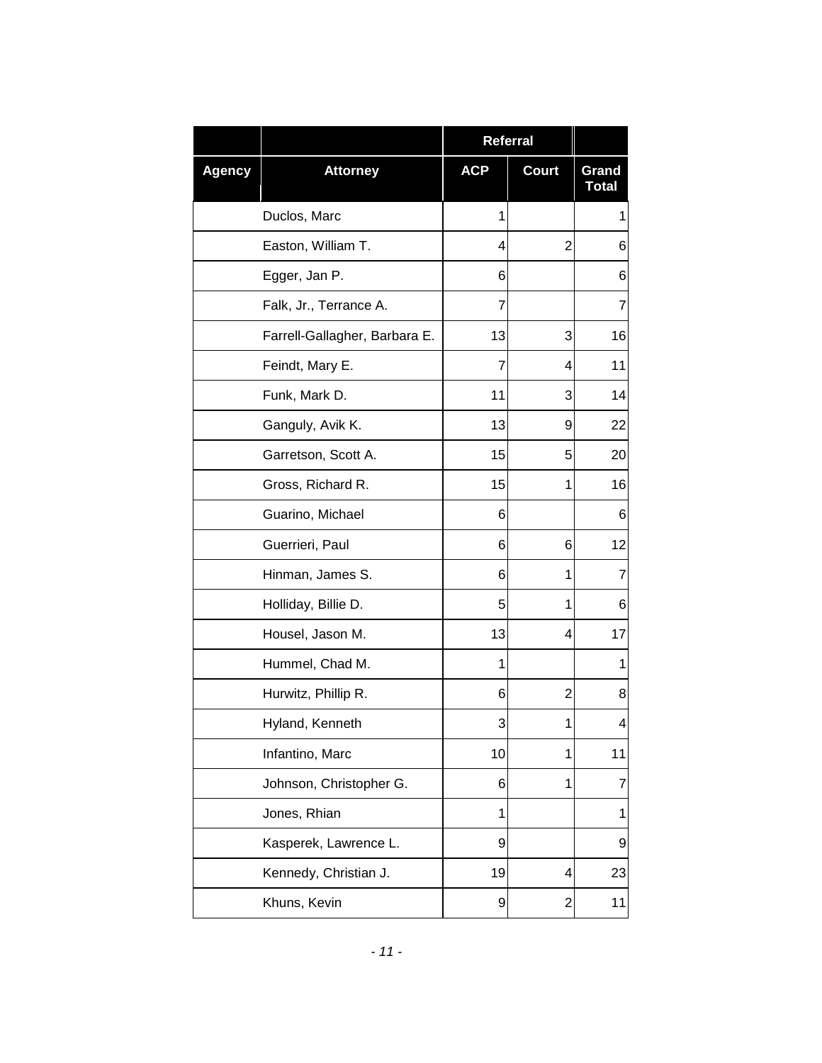| | | Referral | | |
|---|---|---|---|---|
| Agency | Attorney | ACP | Court | Grand Total |
| | Duclos, Marc | 1 | | 1 |
| | Easton, William T. | 4 | 2 | 6 |
| | Egger, Jan P. | 6 | | 6 |
| | Falk, Jr., Terrance A. | 7 | | 7 |
| | Farrell-Gallagher, Barbara E. | 13 | 3 | 16 |
| | Feindt, Mary E. | 7 | 4 | 11 |
| | Funk, Mark D. | 11 | 3 | 14 |
| | Ganguly, Avik K. | 13 | 9 | 22 |
| | Garretson, Scott A. | 15 | 5 | 20 |
| | Gross, Richard R. | 15 | 1 | 16 |
| | Guarino, Michael | 6 | | 6 |
| | Guerrieri, Paul | 6 | 6 | 12 |
| | Hinman, James S. | 6 | 1 | 7 |
| | Holliday, Billie D. | 5 | 1 | 6 |
| | Housel, Jason M. | 13 | 4 | 17 |
| | Hummel, Chad M. | 1 | | 1 |
| | Hurwitz, Phillip R. | 6 | 2 | 8 |
| | Hyland, Kenneth | 3 | 1 | 4 |
| | Infantino, Marc | 10 | 1 | 11 |
| | Johnson, Christopher G. | 6 | 1 | 7 |
| | Jones, Rhian | 1 | | 1 |
| | Kasperek, Lawrence L. | 9 | | 9 |
| | Kennedy, Christian J. | 19 | 4 | 23 |
| | Khuns, Kevin | 9 | 2 | 11 |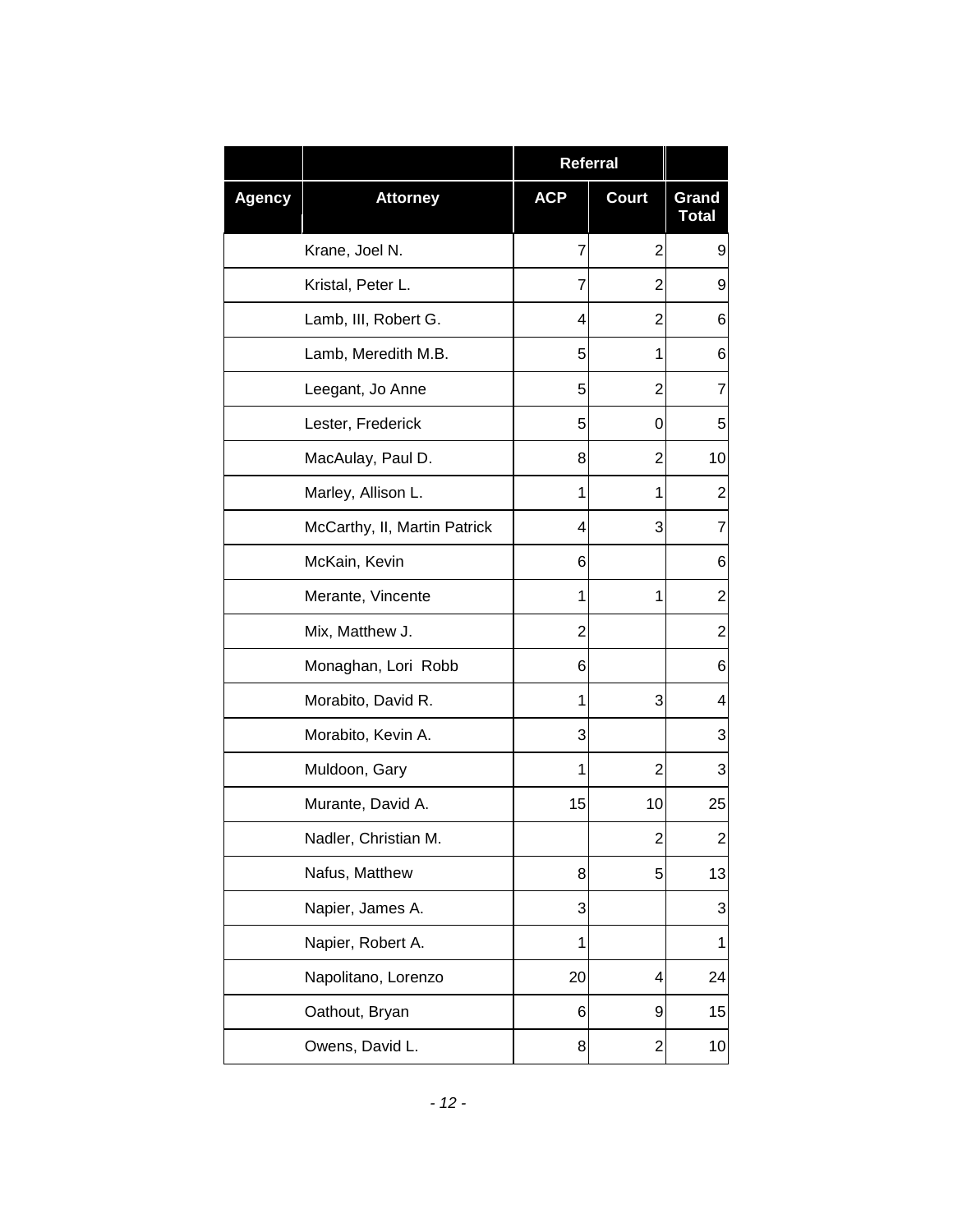| | | Referral | | |
|---|---|---|---|---|
| **Agency** | **Attorney** | **ACP** | **Court** | **Grand Total** |
| | Krane, Joel N. | 7 | 2 | 9 |
| | Kristal, Peter L. | 7 | 2 | 9 |
| | Lamb, III, Robert G. | 4 | 2 | 6 |
| | Lamb, Meredith M.B. | 5 | 1 | 6 |
| | Leegant, Jo Anne | 5 | 2 | 7 |
| | Lester, Frederick | 5 | 0 | 5 |
| | MacAulay, Paul D. | 8 | 2 | 10 |
| | Marley, Allison L. | 1 | 1 | 2 |
| | McCarthy, II, Martin Patrick | 4 | 3 | 7 |
| | McKain, Kevin | 6 | | 6 |
| | Merante, Vincente | 1 | 1 | 2 |
| | Mix, Matthew J. | 2 | | 2 |
| | Monaghan, Lori Robb | 6 | | 6 |
| | Morabito, David R. | 1 | 3 | 4 |
| | Morabito, Kevin A. | 3 | | 3 |
| | Muldoon, Gary | 1 | 2 | 3 |
| | Murante, David A. | 15 | 10 | 25 |
| | Nadler, Christian M. | | 2 | 2 |
| | Nafus, Matthew | 8 | 5 | 13 |
| | Napier, James A. | 3 | | 3 |
| | Napier, Robert A. | 1 | | 1 |
| | Napolitano, Lorenzo | 20 | 4 | 24 |
| | Oathout, Bryan | 6 | 9 | 15 |
| | Owens, David L. | 8 | 2 | 10 |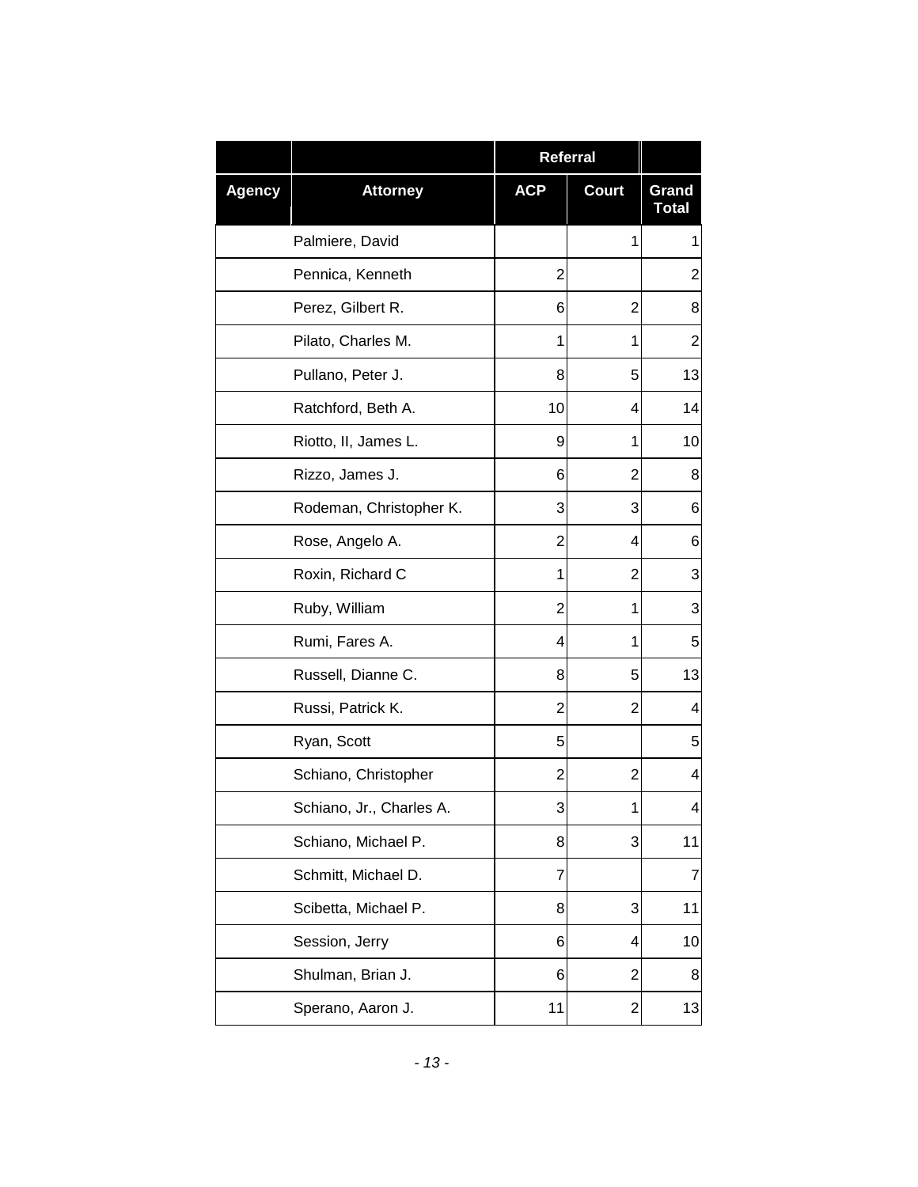| | | Referral | | |
|---|---|---|---|---|
| Agency | Attorney | ACP | Court | Grand Total |
| | Palmiere, David | | 1 | 1 |
| | Pennica, Kenneth | 2 | | 2 |
| | Perez, Gilbert R. | 6 | 2 | 8 |
| | Pilato, Charles M. | 1 | 1 | 2 |
| | Pullano, Peter J. | 8 | 5 | 13 |
| | Ratchford, Beth A. | 10 | 4 | 14 |
| | Riotto, II, James L. | 9 | 1 | 10 |
| | Rizzo, James J. | 6 | 2 | 8 |
| | Rodeman, Christopher K. | 3 | 3 | 6 |
| | Rose, Angelo A. | 2 | 4 | 6 |
| | Roxin, Richard C | 1 | 2 | 3 |
| | Ruby, William | 2 | 1 | 3 |
| | Rumi, Fares A. | 4 | 1 | 5 |
| | Russell, Dianne C. | 8 | 5 | 13 |
| | Russi, Patrick K. | 2 | 2 | 4 |
| | Ryan, Scott | 5 | | 5 |
| | Schiano, Christopher | 2 | 2 | 4 |
| | Schiano, Jr., Charles A. | 3 | 1 | 4 |
| | Schiano, Michael P. | 8 | 3 | 11 |
| | Schmitt, Michael D. | 7 | | 7 |
| | Scibetta, Michael P. | 8 | 3 | 11 |
| | Session, Jerry | 6 | 4 | 10 |
| | Shulman, Brian J. | 6 | 2 | 8 |
| | Sperano, Aaron J. | 11 | 2 | 13 |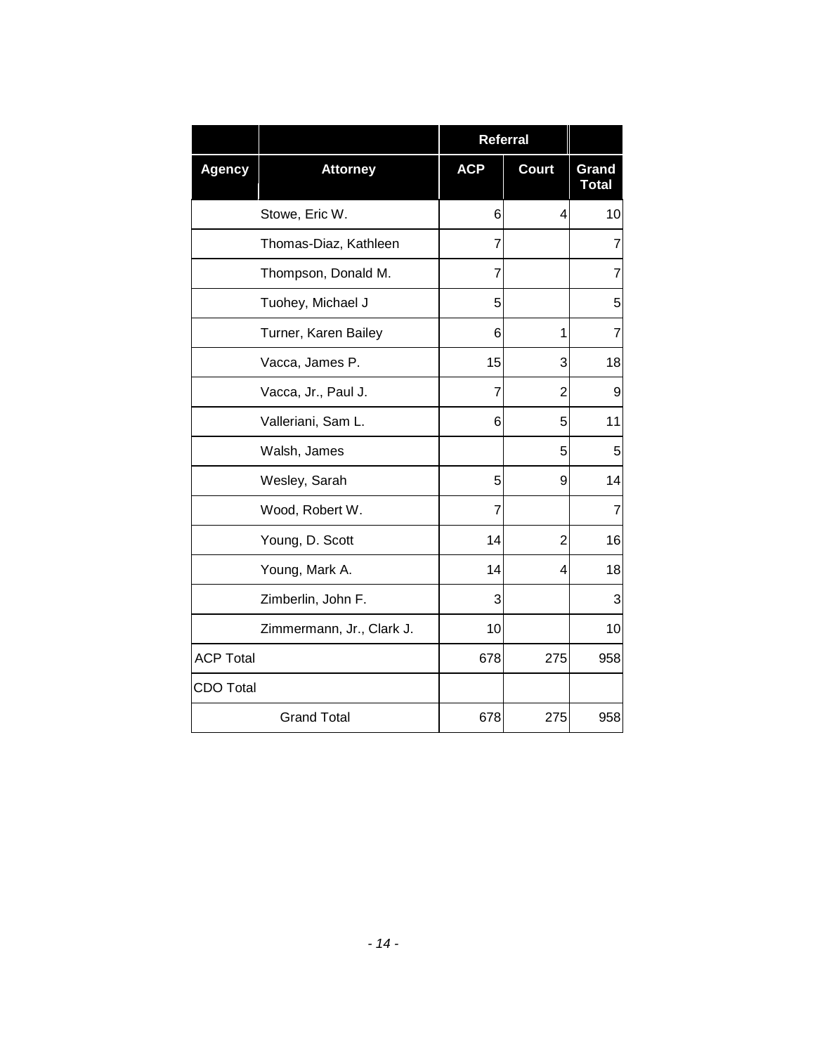| | | Referral | | |
|---|---|---|---|---|
| **Agency** | **Attorney** | **ACP** | **Court** | **Grand Total** |
| | Stowe, Eric W. | 6 | 4 | 10 |
| | Thomas-Diaz, Kathleen | 7 | | 7 |
| | Thompson, Donald M. | 7 | | 7 |
| | Tuohey, Michael J | 5 | | 5 |
| | Turner, Karen Bailey | 6 | 1 | 7 |
| | Vacca, James P. | 15 | 3 | 18 |
| | Vacca, Jr., Paul J. | 7 | 2 | 9 |
| | Valleriani, Sam L. | 6 | 5 | 11 |
| | Walsh, James | | 5 | 5 |
| | Wesley, Sarah | 5 | 9 | 14 |
| | Wood, Robert W. | 7 | | 7 |
| | Young, D. Scott | 14 | 2 | 16 |
| | Young, Mark A. | 14 | 4 | 18 |
| | Zimberlin, John F. | 3 | | 3 |
| | Zimmermann, Jr., Clark J. | 10 | | 10 |
| ACP Total | | 678 | 275 | 958 |
| CDO Total | | | | |
| | Grand Total | 678 | 275 | 958 |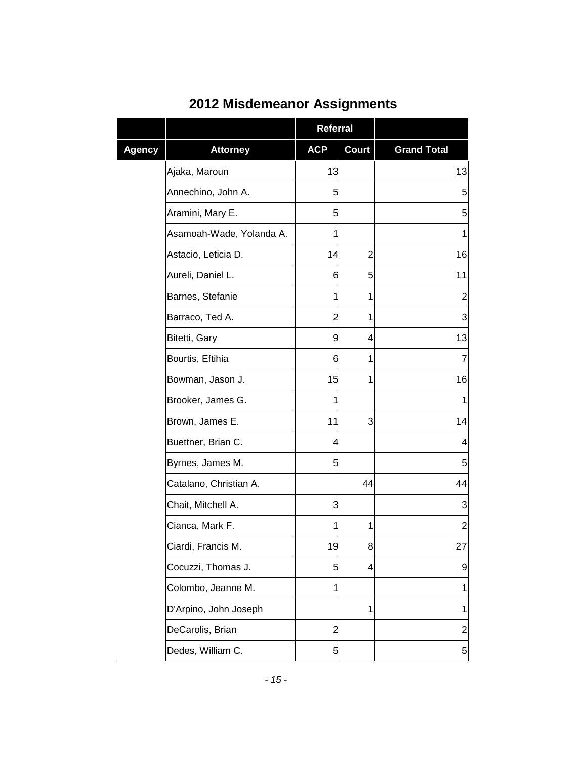# 2012 Misdemeanor Assignments

| | | Referral | | |
|---|---|---|---|---|
| **Agency** | **Attorney** | **ACP** | **Court** | **Grand Total** |
| | Ajaka, Maroun | 13 | | 13 |
| | Annechino, John A. | 5 | | 5 |
| | Aramini, Mary E. | 5 | | 5 |
| | Asamoah-Wade, Yolanda A. | 1 | | 1 |
| | Astacio, Leticia D. | 14 | 2 | 16 |
| | Aureli, Daniel L. | 6 | 5 | 11 |
| | Barnes, Stefanie | 1 | 1 | 2 |
| | Barraco, Ted A. | 2 | 1 | 3 |
| | Bitetti, Gary | 9 | 4 | 13 |
| | Bourtis, Eftihia | 6 | 1 | 7 |
| | Bowman, Jason J. | 15 | 1 | 16 |
| | Brooker, James G. | 1 | | 1 |
| | Brown, James E. | 11 | 3 | 14 |
| | Buettner, Brian C. | 4 | | 4 |
| | Byrnes, James M. | 5 | | 5 |
| | Catalano, Christian A. | | 44 | 44 |
| | Chait, Mitchell A. | 3 | | 3 |
| | Cianca, Mark F. | 1 | 1 | 2 |
| | Ciardi, Francis M. | 19 | 8 | 27 |
| | Cocuzzi, Thomas J. | 5 | 4 | 9 |
| | Colombo, Jeanne M. | 1 | | 1 |
| | D'Arpino, John Joseph | | 1 | 1 |
| | DeCarolis, Brian | 2 | | 2 |
| | Dedes, William C. | 5 | | 5 |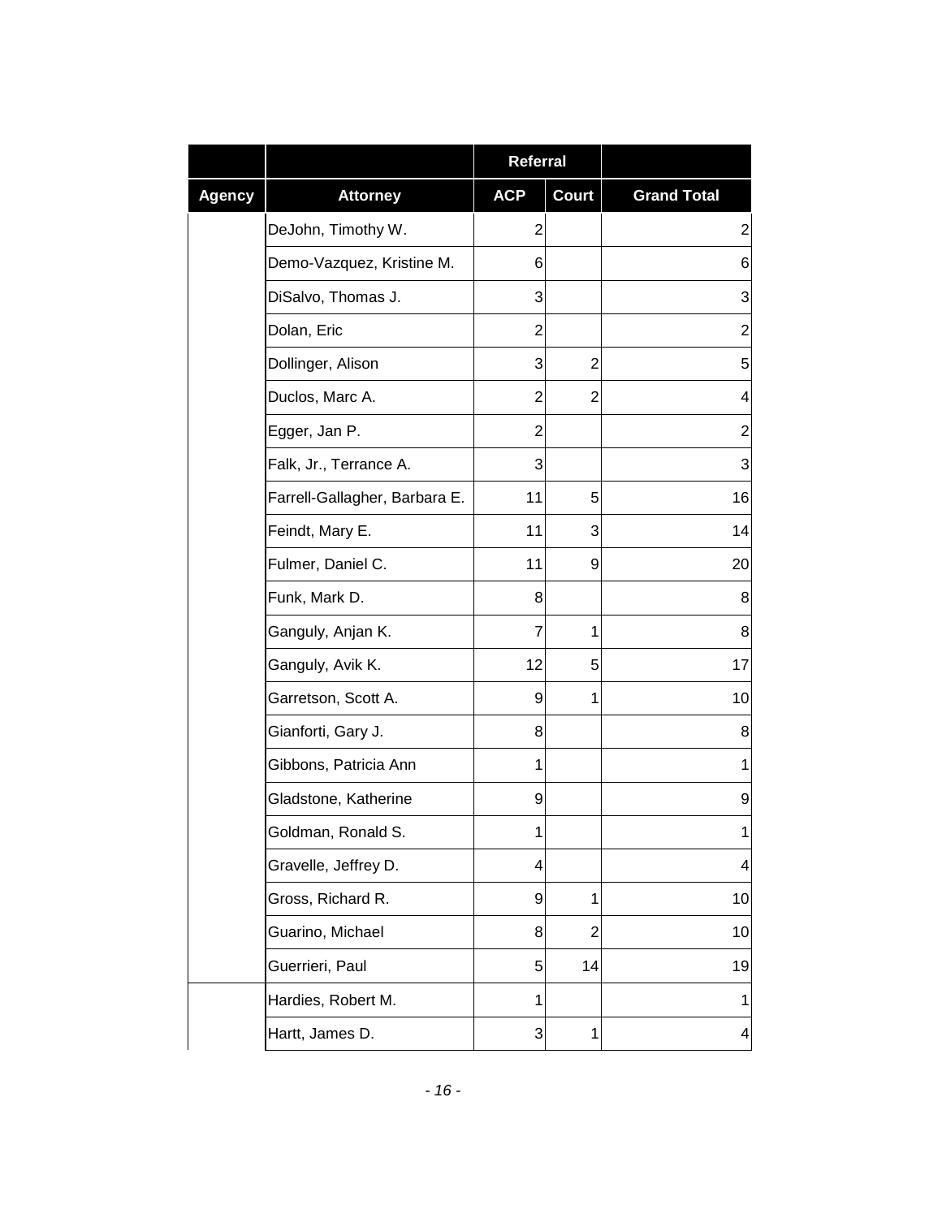| | | Referral | | |
|---|---|---|---|---|
| Agency | Attorney | ACP | Court | Grand Total |
| | DeJohn, Timothy W. | 2 | | 2 |
| | Demo-Vazquez, Kristine M. | 6 | | 6 |
| | DiSalvo, Thomas J. | 3 | | 3 |
| | Dolan, Eric | 2 | | 2 |
| | Dollinger, Alison | 3 | 2 | 5 |
| | Duclos, Marc A. | 2 | 2 | 4 |
| | Egger, Jan P. | 2 | | 2 |
| | Falk, Jr., Terrance A. | 3 | | 3 |
| | Farrell-Gallagher, Barbara E. | 11 | 5 | 16 |
| | Feindt, Mary E. | 11 | 3 | 14 |
| | Fulmer, Daniel C. | 11 | 9 | 20 |
| | Funk, Mark D. | 8 | | 8 |
| | Ganguly, Anjan K. | 7 | 1 | 8 |
| | Ganguly, Avik K. | 12 | 5 | 17 |
| | Garretson, Scott A. | 9 | 1 | 10 |
| | Gianforti, Gary J. | 8 | | 8 |
| | Gibbons, Patricia Ann | 1 | | 1 |
| | Gladstone, Katherine | 9 | | 9 |
| | Goldman, Ronald S. | 1 | | 1 |
| | Gravelle, Jeffrey D. | 4 | | 4 |
| | Gross, Richard R. | 9 | 1 | 10 |
| | Guarino, Michael | 8 | 2 | 10 |
| | Guerrieri, Paul | 5 | 14 | 19 |
| | Hardies, Robert M. | 1 | | 1 |
| | Hartt, James D. | 3 | 1 | 4 |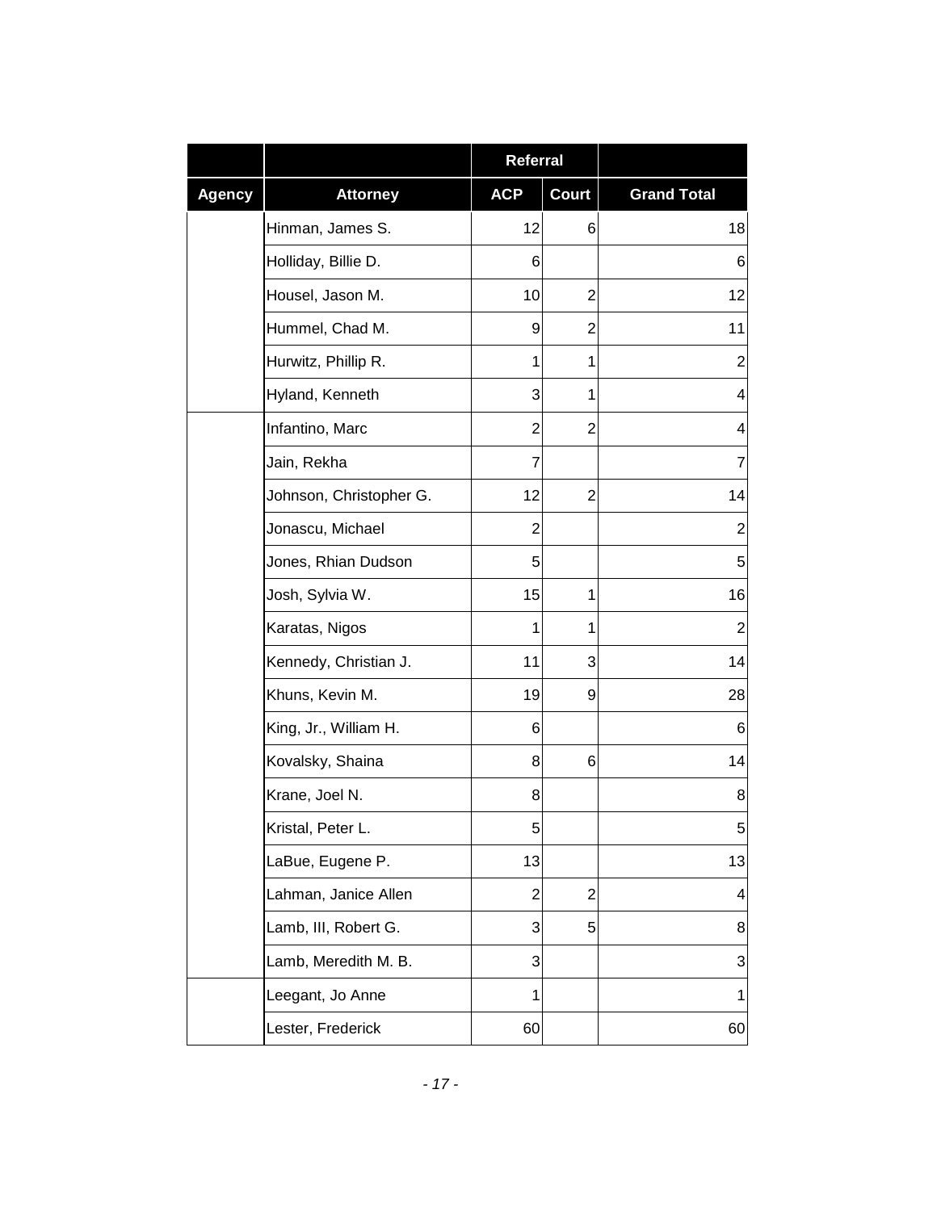| | | Referral | | |
|---|---|---|---|---|
| **Agency** | **Attorney** | **ACP** | **Court** | **Grand Total** |
| | Hinman, James S. | 12 | 6 | 18 |
| | Holliday, Billie D. | 6 | | 6 |
| | Housel, Jason M. | 10 | 2 | 12 |
| | Hummel, Chad M. | 9 | 2 | 11 |
| | Hurwitz, Phillip R. | 1 | 1 | 2 |
| | Hyland, Kenneth | 3 | 1 | 4 |
| | Infantino, Marc | 2 | 2 | 4 |
| | Jain, Rekha | 7 | | 7 |
| | Johnson, Christopher G. | 12 | 2 | 14 |
| | Jonascu, Michael | 2 | | 2 |
| | Jones, Rhian Dudson | 5 | | 5 |
| | Josh, Sylvia W. | 15 | 1 | 16 |
| | Karatas, Nigos | 1 | 1 | 2 |
| | Kennedy, Christian J. | 11 | 3 | 14 |
| | Khuns, Kevin M. | 19 | 9 | 28 |
| | King, Jr., William H. | 6 | | 6 |
| | Kovalsky, Shaina | 8 | 6 | 14 |
| | Krane, Joel N. | 8 | | 8 |
| | Kristal, Peter L. | 5 | | 5 |
| | LaBue, Eugene P. | 13 | | 13 |
| | Lahman, Janice Allen | 2 | 2 | 4 |
| | Lamb, III, Robert G. | 3 | 5 | 8 |
| | Lamb, Meredith M. B. | 3 | | 3 |
| | Leegant, Jo Anne | 1 | | 1 |
| | Lester, Frederick | 60 | | 60 |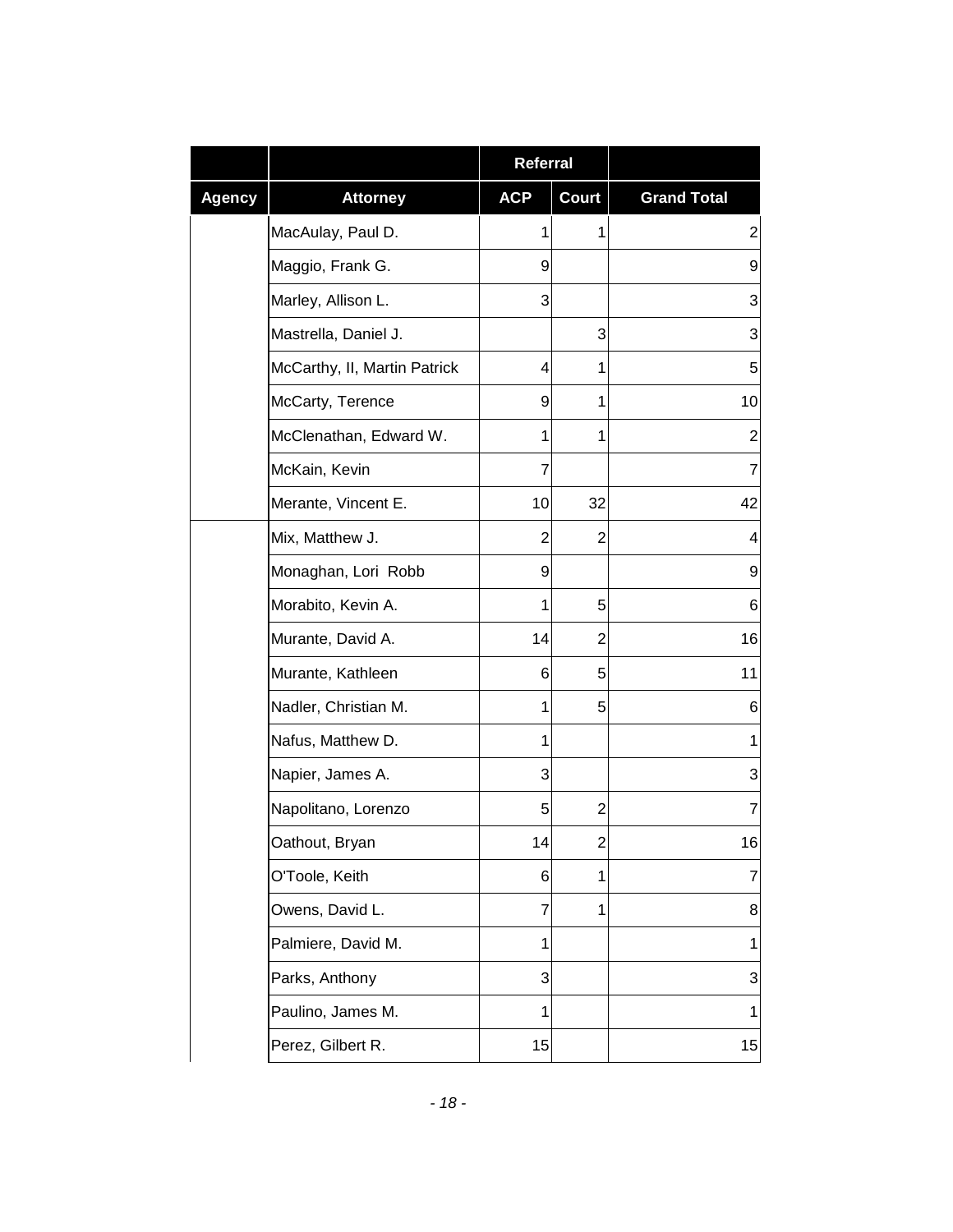| Agency | Attorney | Referral | | Grand Total |
|---|---|---|---|---|
| | | ACP | Court | |
| | MacAulay, Paul D. | 1 | 1 | 2 |
| | Maggio, Frank G. | 9 | | 9 |
| | Marley, Allison L. | 3 | | 3 |
| | Mastrella, Daniel J. | | 3 | 3 |
| | McCarthy, II, Martin Patrick | 4 | 1 | 5 |
| | McCarty, Terence | 9 | 1 | 10 |
| | McClenathan, Edward W. | 1 | 1 | 2 |
| | McKain, Kevin | 7 | | 7 |
| | Merante, Vincent E. | 10 | 32 | 42 |
| | Mix, Matthew J. | 2 | 2 | 4 |
| | Monaghan, Lori Robb | 9 | | 9 |
| | Morabito, Kevin A. | 1 | 5 | 6 |
| | Murante, David A. | 14 | 2 | 16 |
| | Murante, Kathleen | 6 | 5 | 11 |
| | Nadler, Christian M. | 1 | 5 | 6 |
| | Nafus, Matthew D. | 1 | | 1 |
| | Napier, James A. | 3 | | 3 |
| | Napolitano, Lorenzo | 5 | 2 | 7 |
| | Oathout, Bryan | 14 | 2 | 16 |
| | O'Toole, Keith | 6 | 1 | 7 |
| | Owens, David L. | 7 | 1 | 8 |
| | Palmiere, David M. | 1 | | 1 |
| | Parks, Anthony | 3 | | 3 |
| | Paulino, James M. | 1 | | 1 |
| | Perez, Gilbert R. | 15 | | 15 |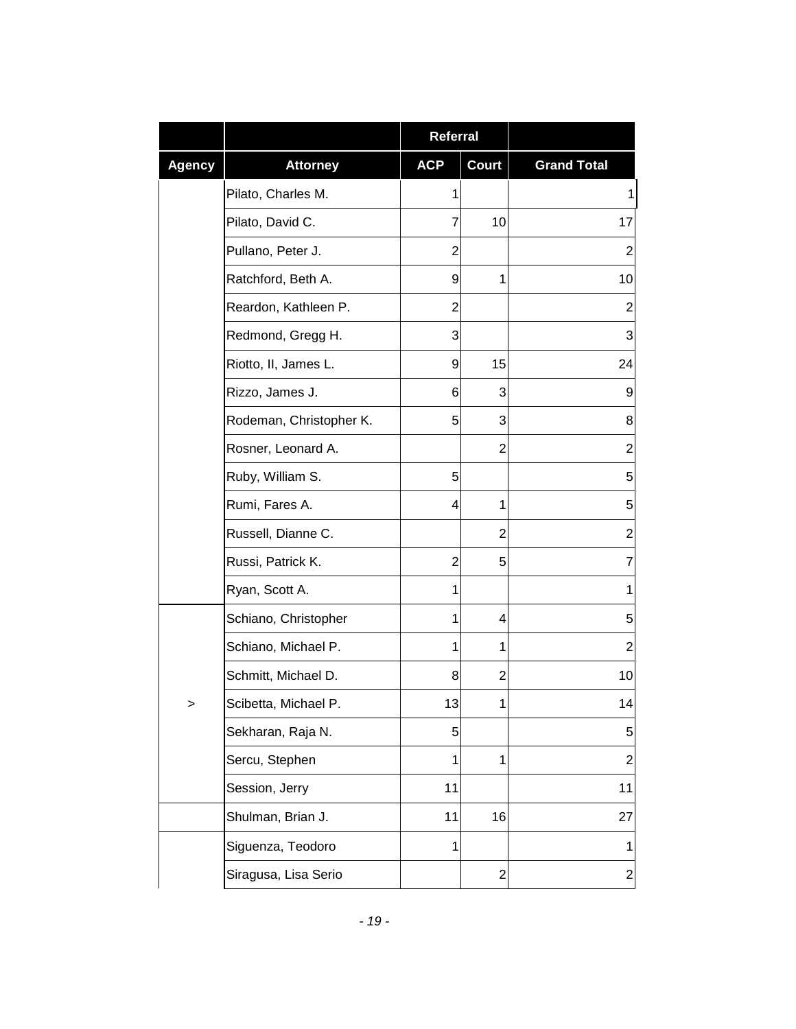| | | Referral | | |
|---|---|---|---|---|
| **Agency** | **Attorney** | **ACP** | **Court** | **Grand Total** |
| | Pilato, Charles M. | 1 | | 1 |
| | Pilato, David C. | 7 | 10 | 17 |
| | Pullano, Peter J. | 2 | | 2 |
| | Ratchford, Beth A. | 9 | 1 | 10 |
| | Reardon, Kathleen P. | 2 | | 2 |
| | Redmond, Gregg H. | 3 | | 3 |
| | Riotto, II, James L. | 9 | 15 | 24 |
| | Rizzo, James J. | 6 | 3 | 9 |
| | Rodeman, Christopher K. | 5 | 3 | 8 |
| | Rosner, Leonard A. | | 2 | 2 |
| | Ruby, William S. | 5 | | 5 |
| | Rumi, Fares A. | 4 | 1 | 5 |
| | Russell, Dianne C. | | 2 | 2 |
| | Russi, Patrick K. | 2 | 5 | 7 |
| | Ryan, Scott A. | 1 | | 1 |
| | Schiano, Christopher | 1 | 4 | 5 |
| | Schiano, Michael P. | 1 | 1 | 2 |
| | Schmitt, Michael D. | 8 | 2 | 10 |
| > | Scibetta, Michael P. | 13 | 1 | 14 |
| | Sekharan, Raja N. | 5 | | 5 |
| | Sercu, Stephen | 1 | 1 | 2 |
| | Session, Jerry | 11 | | 11 |
| | Shulman, Brian J. | 11 | 16 | 27 |
| | Siguenza, Teodoro | 1 | | 1 |
| | Siragusa, Lisa Serio | | 2 | 2 |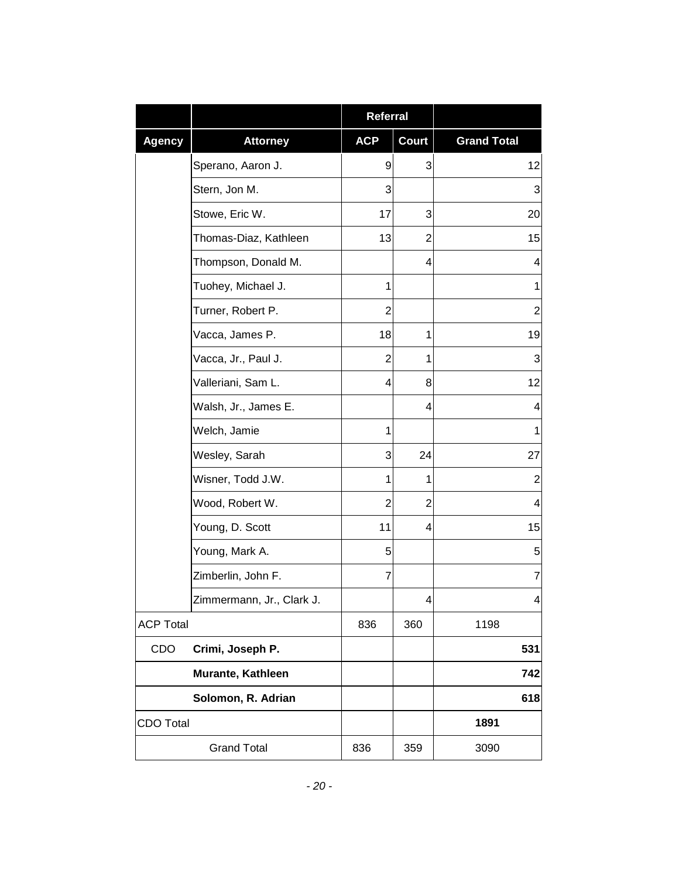| | | Referral | | |
|---|---|---|---|---|
| **Agency** | **Attorney** | **ACP** | **Court** | **Grand Total** |
| | Sperano, Aaron J. | 9 | 3 | 12 |
| | Stern, Jon M. | 3 | | 3 |
| | Stowe, Eric W. | 17 | 3 | 20 |
| | Thomas-Diaz, Kathleen | 13 | 2 | 15 |
| | Thompson, Donald M. | | 4 | 4 |
| | Tuohey, Michael J. | 1 | | 1 |
| | Turner, Robert P. | 2 | | 2 |
| | Vacca, James P. | 18 | 1 | 19 |
| | Vacca, Jr., Paul J. | 2 | 1 | 3 |
| | Valleriani, Sam L. | 4 | 8 | 12 |
| | Walsh, Jr., James E. | | 4 | 4 |
| | Welch, Jamie | 1 | | 1 |
| | Wesley, Sarah | 3 | 24 | 27 |
| | Wisner, Todd J.W. | 1 | 1 | 2 |
| | Wood, Robert W. | 2 | 2 | 4 |
| | Young, D. Scott | 11 | 4 | 15 |
| | Young, Mark A. | 5 | | 5 |
| | Zimberlin, John F. | 7 | | 7 |
| | Zimmermann, Jr., Clark J. | | 4 | 4 |
| ACP Total | | 836 | 360 | 1198 |
| CDO | **Crimi, Joseph P.** | | | **531** |
| | **Murante, Kathleen** | | | **742** |
| | **Solomon, R. Adrian** | | | **618** |
| CDO Total | | | | **1891** |
| Grand Total | | 836 | 359 | 3090 |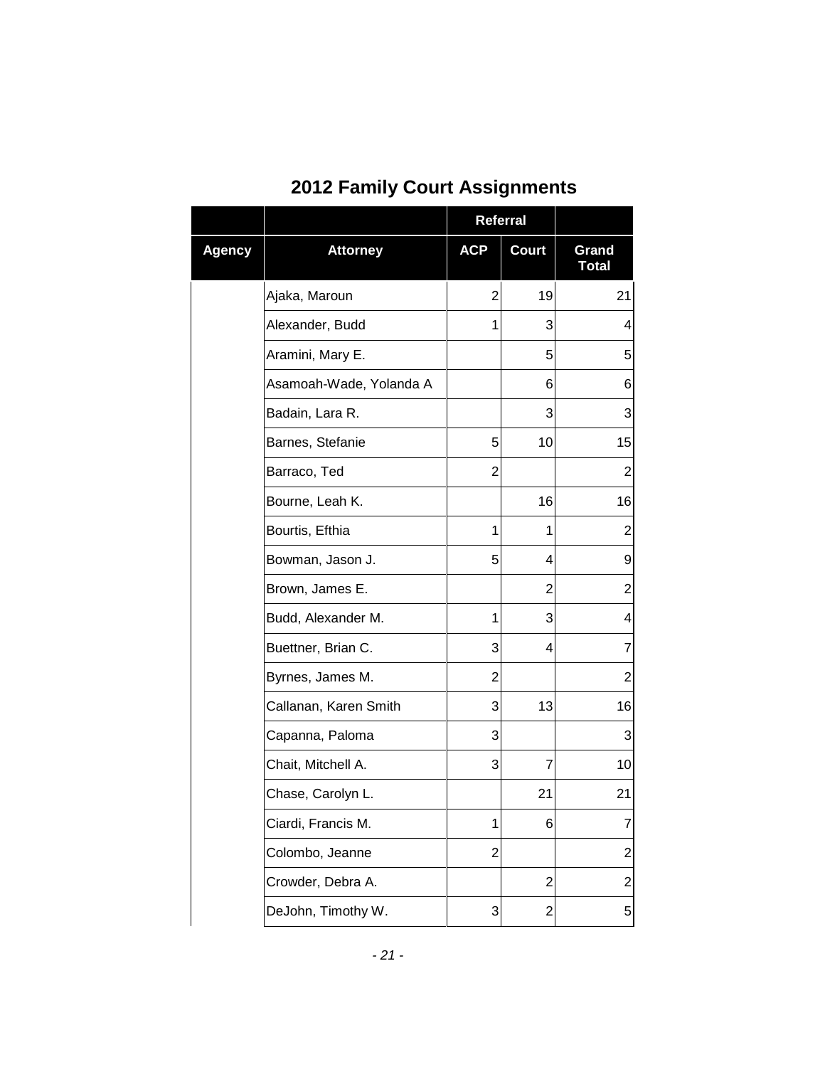# 2012 Family Court Assignments

| | | Referral | | |
|---|---|---|---|---|
| **Agency** | **Attorney** | **ACP** | **Court** | **Grand Total** |
| | Ajaka, Maroun | 2 | 19 | 21 |
| | Alexander, Budd | 1 | 3 | 4 |
| | Aramini, Mary E. | | 5 | 5 |
| | Asamoah-Wade, Yolanda A | | 6 | 6 |
| | Badain, Lara R. | | 3 | 3 |
| | Barnes, Stefanie | 5 | 10 | 15 |
| | Barraco, Ted | 2 | | 2 |
| | Bourne, Leah K. | | 16 | 16 |
| | Bourtis, Efthia | 1 | 1 | 2 |
| | Bowman, Jason J. | 5 | 4 | 9 |
| | Brown, James E. | | 2 | 2 |
| | Budd, Alexander M. | 1 | 3 | 4 |
| | Buettner, Brian C. | 3 | 4 | 7 |
| | Byrnes, James M. | 2 | | 2 |
| | Callanan, Karen Smith | 3 | 13 | 16 |
| | Capanna, Paloma | 3 | | 3 |
| | Chait, Mitchell A. | 3 | 7 | 10 |
| | Chase, Carolyn L. | | 21 | 21 |
| | Ciardi, Francis M. | 1 | 6 | 7 |
| | Colombo, Jeanne | 2 | | 2 |
| | Crowder, Debra A. | | 2 | 2 |
| | DeJohn, Timothy W. | 3 | 2 | 5 |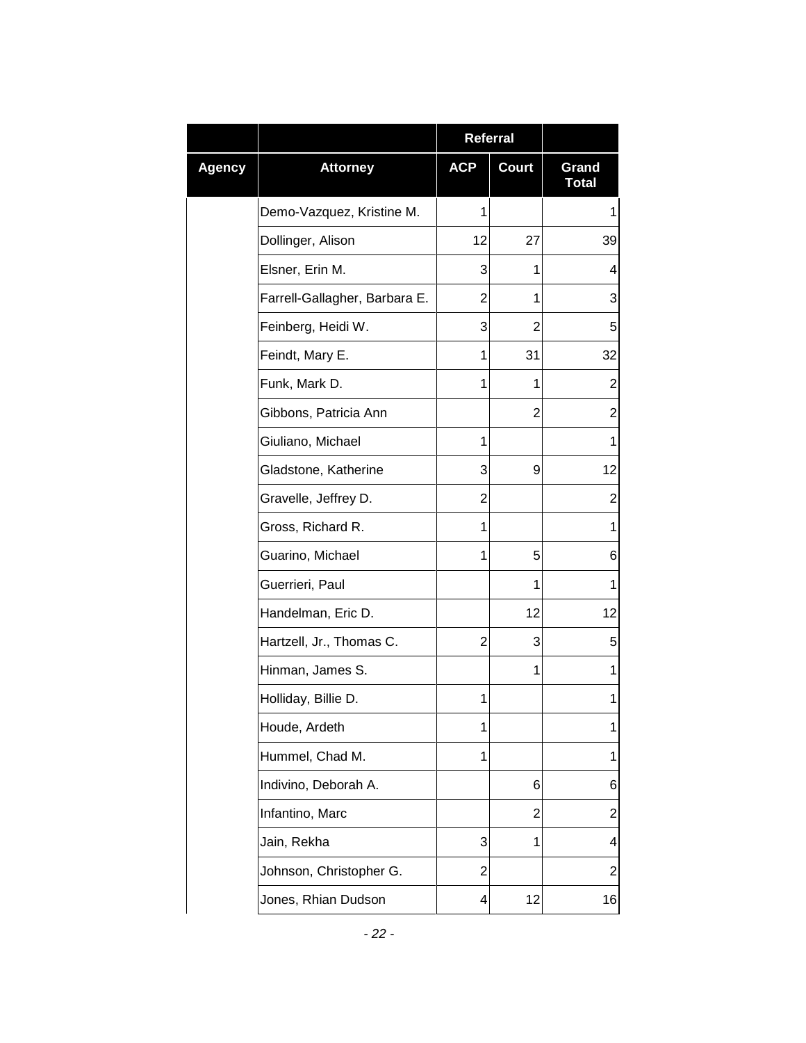| | | Referral | | |
|---|---|---|---|---|
| Agency | Attorney | ACP | Court | Grand Total |
| | Demo-Vazquez, Kristine M. | 1 | | 1 |
| | Dollinger, Alison | 12 | 27 | 39 |
| | Elsner, Erin M. | 3 | 1 | 4 |
| | Farrell-Gallagher, Barbara E. | 2 | 1 | 3 |
| | Feinberg, Heidi W. | 3 | 2 | 5 |
| | Feindt, Mary E. | 1 | 31 | 32 |
| | Funk, Mark D. | 1 | 1 | 2 |
| | Gibbons, Patricia Ann | | 2 | 2 |
| | Giuliano, Michael | 1 | | 1 |
| | Gladstone, Katherine | 3 | 9 | 12 |
| | Gravelle, Jeffrey D. | 2 | | 2 |
| | Gross, Richard R. | 1 | | 1 |
| | Guarino, Michael | 1 | 5 | 6 |
| | Guerrieri, Paul | | 1 | 1 |
| | Handelman, Eric D. | | 12 | 12 |
| | Hartzell, Jr., Thomas C. | 2 | 3 | 5 |
| | Hinman, James S. | | 1 | 1 |
| | Holliday, Billie D. | 1 | | 1 |
| | Houde, Ardeth | 1 | | 1 |
| | Hummel, Chad M. | 1 | | 1 |
| | Indivino, Deborah A. | | 6 | 6 |
| | Infantino, Marc | | 2 | 2 |
| | Jain, Rekha | 3 | 1 | 4 |
| | Johnson, Christopher G. | 2 | | 2 |
| | Jones, Rhian Dudson | 4 | 12 | 16 |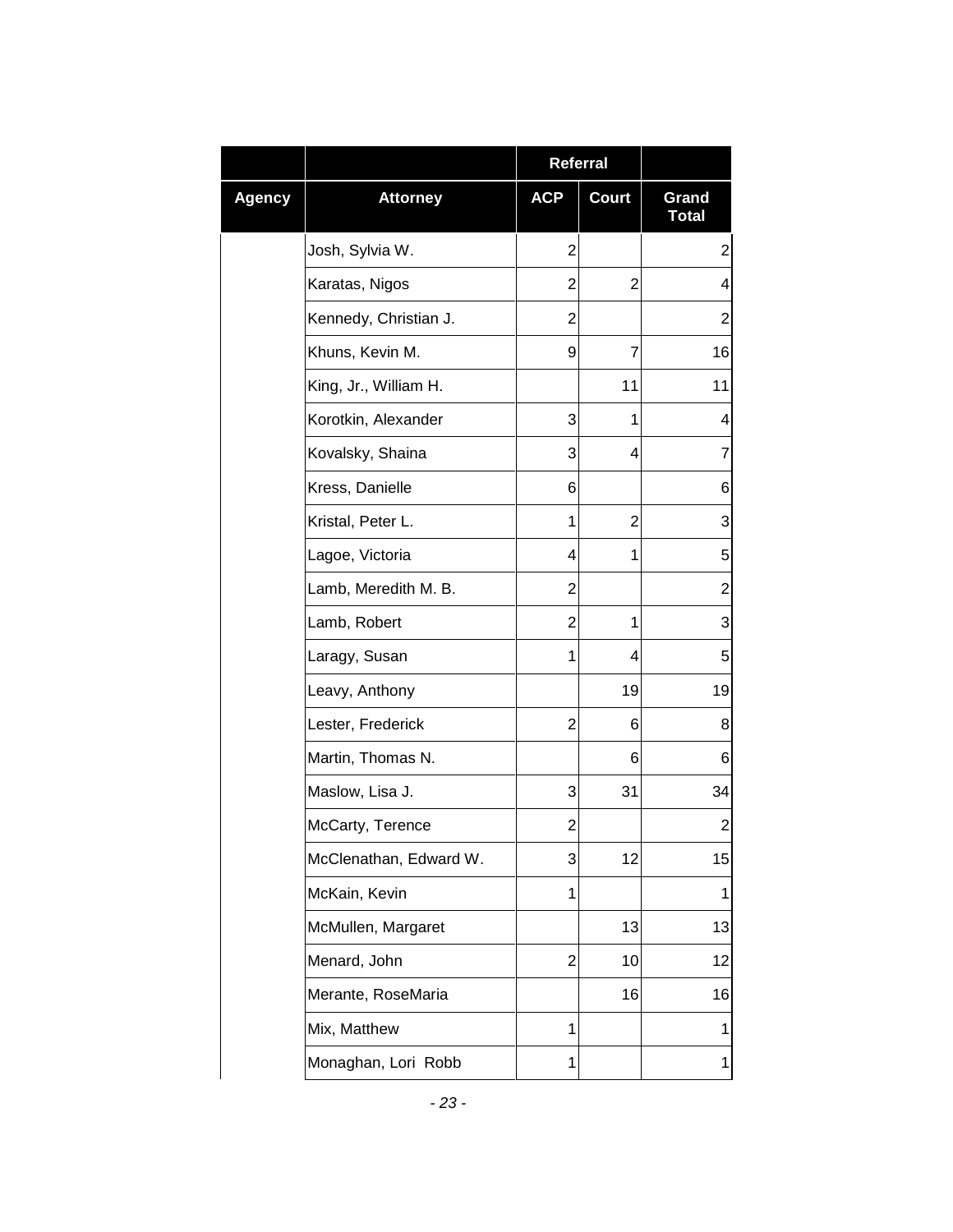| Agency | Attorney | Referral | | Grand Total |
|---|---|---|---|---|
| | | ACP | Court | |
| | Josh, Sylvia W. | 2 | | 2 |
| | Karatas, Nigos | 2 | 2 | 4 |
| | Kennedy, Christian J. | 2 | | 2 |
| | Khuns, Kevin M. | 9 | 7 | 16 |
| | King, Jr., William H. | | 11 | 11 |
| | Korotkin, Alexander | 3 | 1 | 4 |
| | Kovalsky, Shaina | 3 | 4 | 7 |
| | Kress, Danielle | 6 | | 6 |
| | Kristal, Peter L. | 1 | 2 | 3 |
| | Lagoe, Victoria | 4 | 1 | 5 |
| | Lamb, Meredith M. B. | 2 | | 2 |
| | Lamb, Robert | 2 | 1 | 3 |
| | Laragy, Susan | 1 | 4 | 5 |
| | Leavy, Anthony | | 19 | 19 |
| | Lester, Frederick | 2 | 6 | 8 |
| | Martin, Thomas N. | | 6 | 6 |
| | Maslow, Lisa J. | 3 | 31 | 34 |
| | McCarty, Terence | 2 | | 2 |
| | McClenathan, Edward W. | 3 | 12 | 15 |
| | McKain, Kevin | 1 | | 1 |
| | McMullen, Margaret | | 13 | 13 |
| | Menard, John | 2 | 10 | 12 |
| | Merante, RoseMaria | | 16 | 16 |
| | Mix, Matthew | 1 | | 1 |
| | Monaghan, Lori Robb | 1 | | 1 |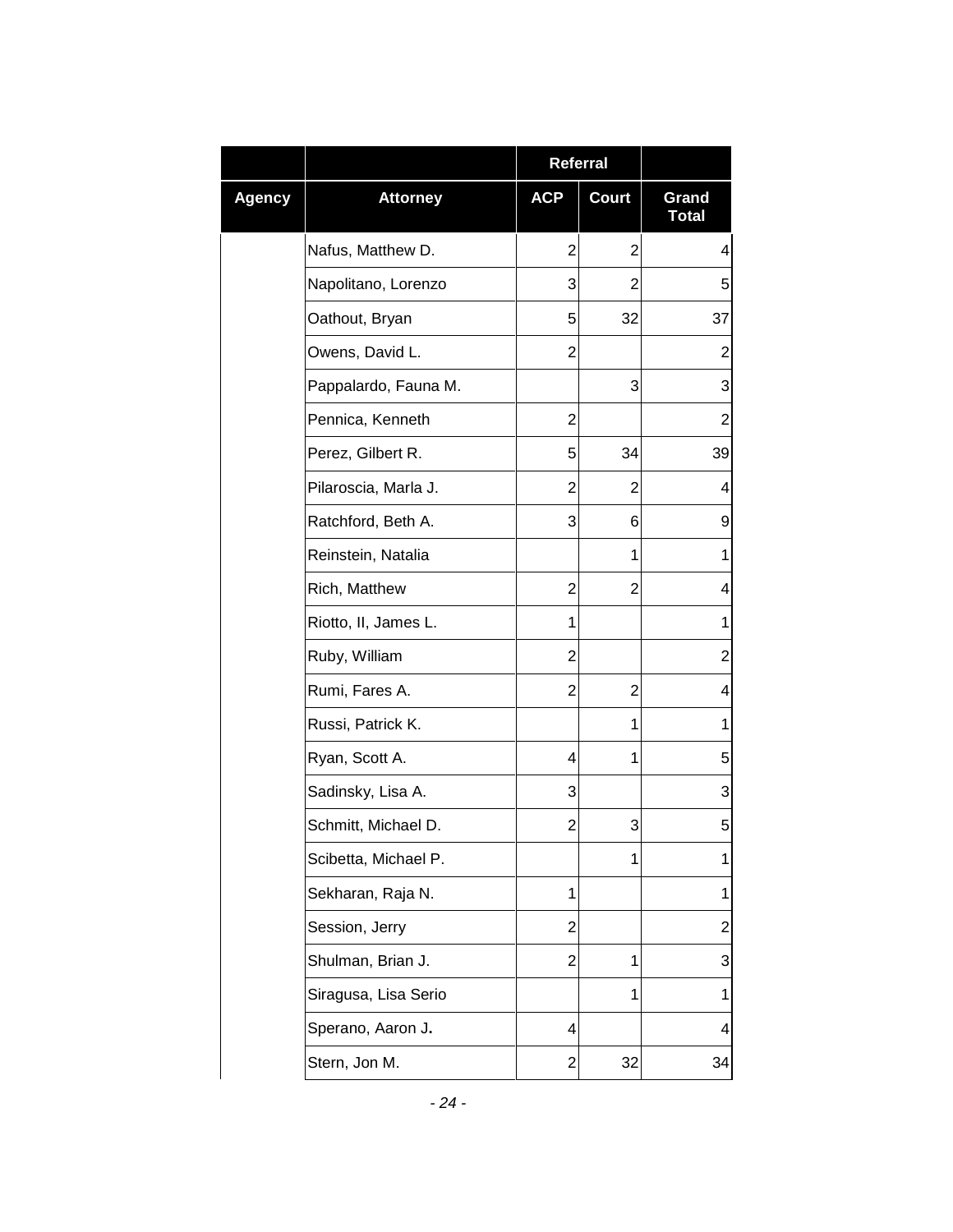| | | Referral | | |
|---|---|---|---|---|
| Agency | Attorney | ACP | Court | Grand Total |
| | Nafus, Matthew D. | 2 | 2 | 4 |
| | Napolitano, Lorenzo | 3 | 2 | 5 |
| | Oathout, Bryan | 5 | 32 | 37 |
| | Owens, David L. | 2 | | 2 |
| | Pappalardo, Fauna M. | | 3 | 3 |
| | Pennica, Kenneth | 2 | | 2 |
| | Perez, Gilbert R. | 5 | 34 | 39 |
| | Pilaroscia, Marla J. | 2 | 2 | 4 |
| | Ratchford, Beth A. | 3 | 6 | 9 |
| | Reinstein, Natalia | | 1 | 1 |
| | Rich, Matthew | 2 | 2 | 4 |
| | Riotto, II, James L. | 1 | | 1 |
| | Ruby, William | 2 | | 2 |
| | Rumi, Fares A. | 2 | 2 | 4 |
| | Russi, Patrick K. | | 1 | 1 |
| | Ryan, Scott A. | 4 | 1 | 5 |
| | Sadinsky, Lisa A. | 3 | | 3 |
| | Schmitt, Michael D. | 2 | 3 | 5 |
| | Scibetta, Michael P. | | 1 | 1 |
| | Sekharan, Raja N. | 1 | | 1 |
| | Session, Jerry | 2 | | 2 |
| | Shulman, Brian J. | 2 | 1 | 3 |
| | Siragusa, Lisa Serio | | 1 | 1 |
| | Sperano, Aaron J. | 4 | | 4 |
| | Stern, Jon M. | 2 | 32 | 34 |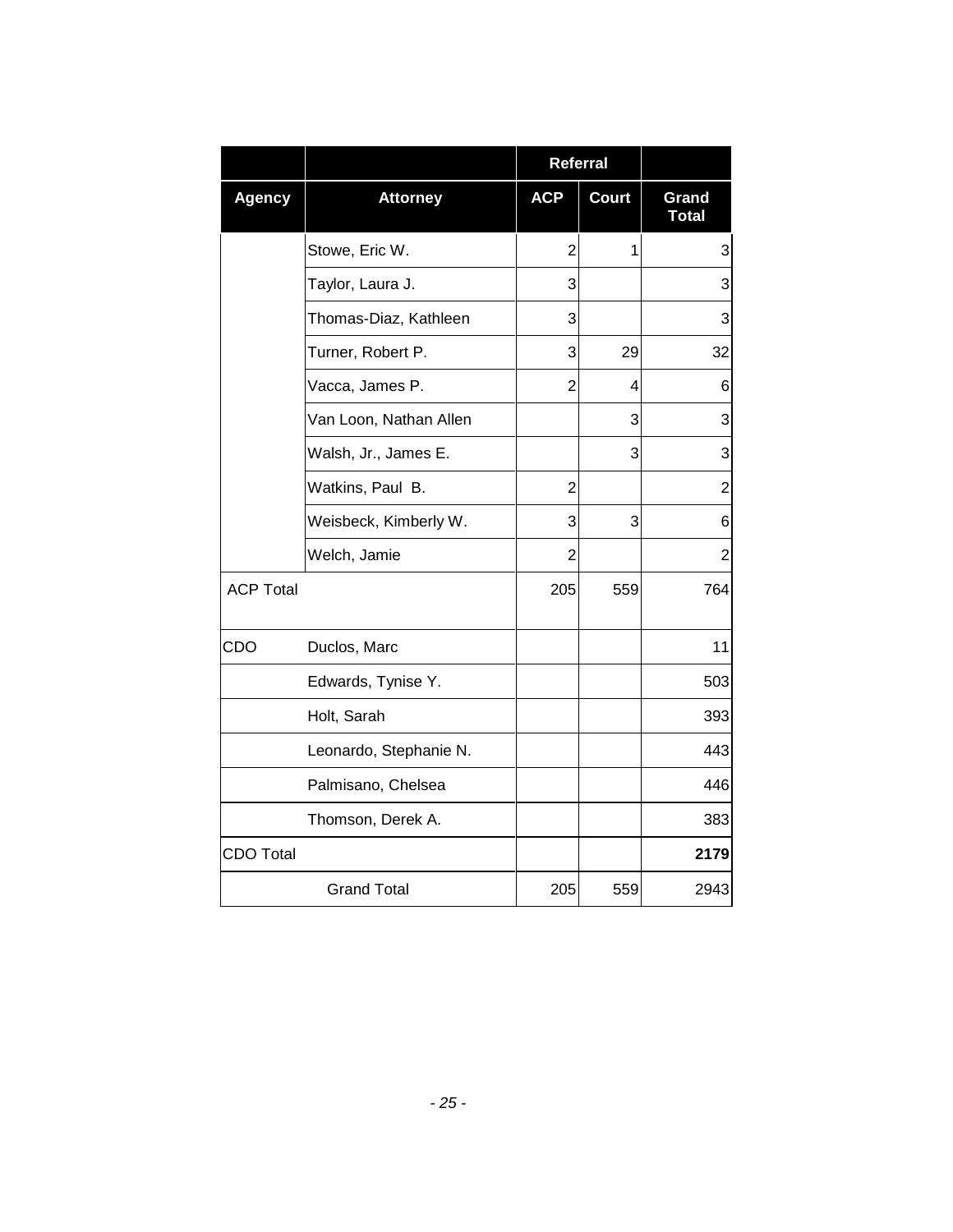|  |  | Referral |  |  |
|---|---|---|---|---|
| **Agency** | **Attorney** | **ACP** | **Court** | **Grand Total** |
|  | Stowe, Eric W. | 2 | 1 | 3 |
|  | Taylor, Laura J. | 3 |  | 3 |
|  | Thomas-Diaz, Kathleen | 3 |  | 3 |
|  | Turner, Robert P. | 3 | 29 | 32 |
|  | Vacca, James P. | 2 | 4 | 6 |
|  | Van Loon, Nathan Allen |  | 3 | 3 |
|  | Walsh, Jr., James E. |  | 3 | 3 |
|  | Watkins, Paul B. | 2 |  | 2 |
|  | Weisbeck, Kimberly W. | 3 | 3 | 6 |
|  | Welch, Jamie | 2 |  | 2 |
| ACP Total |  | 205 | 559 | 764 |
| CDO | Duclos, Marc |  |  | 11 |
|  | Edwards, Tynise Y. |  |  | 503 |
|  | Holt, Sarah |  |  | 393 |
|  | Leonardo, Stephanie N. |  |  | 443 |
|  | Palmisano, Chelsea |  |  | 446 |
|  | Thomson, Derek A. |  |  | 383 |
| CDO Total |  |  |  | **2179** |
|  | Grand Total | 205 | 559 | 2943 |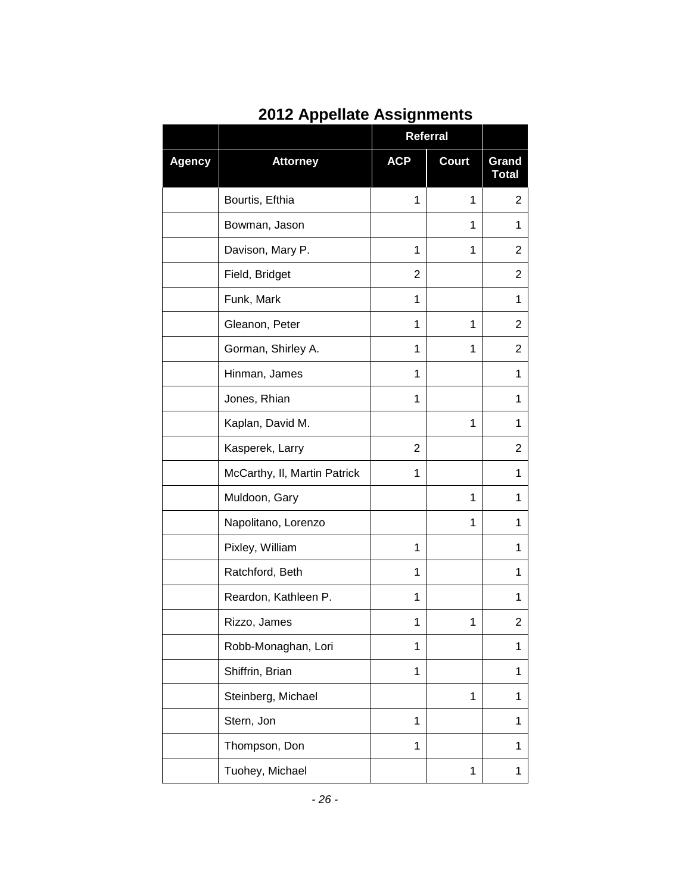## 2012 Appellate Assignments

| | | Referral | | |
|---|---|---|---|---|
| **Agency** | **Attorney** | **ACP** | **Court** | **Grand Total** |
| | Bourtis, Efthia | 1 | 1 | 2 |
| | Bowman, Jason | | 1 | 1 |
| | Davison, Mary P. | 1 | 1 | 2 |
| | Field, Bridget | 2 | | 2 |
| | Funk, Mark | 1 | | 1 |
| | Gleanon, Peter | 1 | 1 | 2 |
| | Gorman, Shirley A. | 1 | 1 | 2 |
| | Hinman, James | 1 | | 1 |
| | Jones, Rhian | 1 | | 1 |
| | Kaplan, David M. | | 1 | 1 |
| | Kasperek, Larry | 2 | | 2 |
| | McCarthy, II, Martin Patrick | 1 | | 1 |
| | Muldoon, Gary | | 1 | 1 |
| | Napolitano, Lorenzo | | 1 | 1 |
| | Pixley, William | 1 | | 1 |
| | Ratchford, Beth | 1 | | 1 |
| | Reardon, Kathleen P. | 1 | | 1 |
| | Rizzo, James | 1 | 1 | 2 |
| | Robb-Monaghan, Lori | 1 | | 1 |
| | Shiffrin, Brian | 1 | | 1 |
| | Steinberg, Michael | | 1 | 1 |
| | Stern, Jon | 1 | | 1 |
| | Thompson, Don | 1 | | 1 |
| | Tuohey, Michael | | 1 | 1 |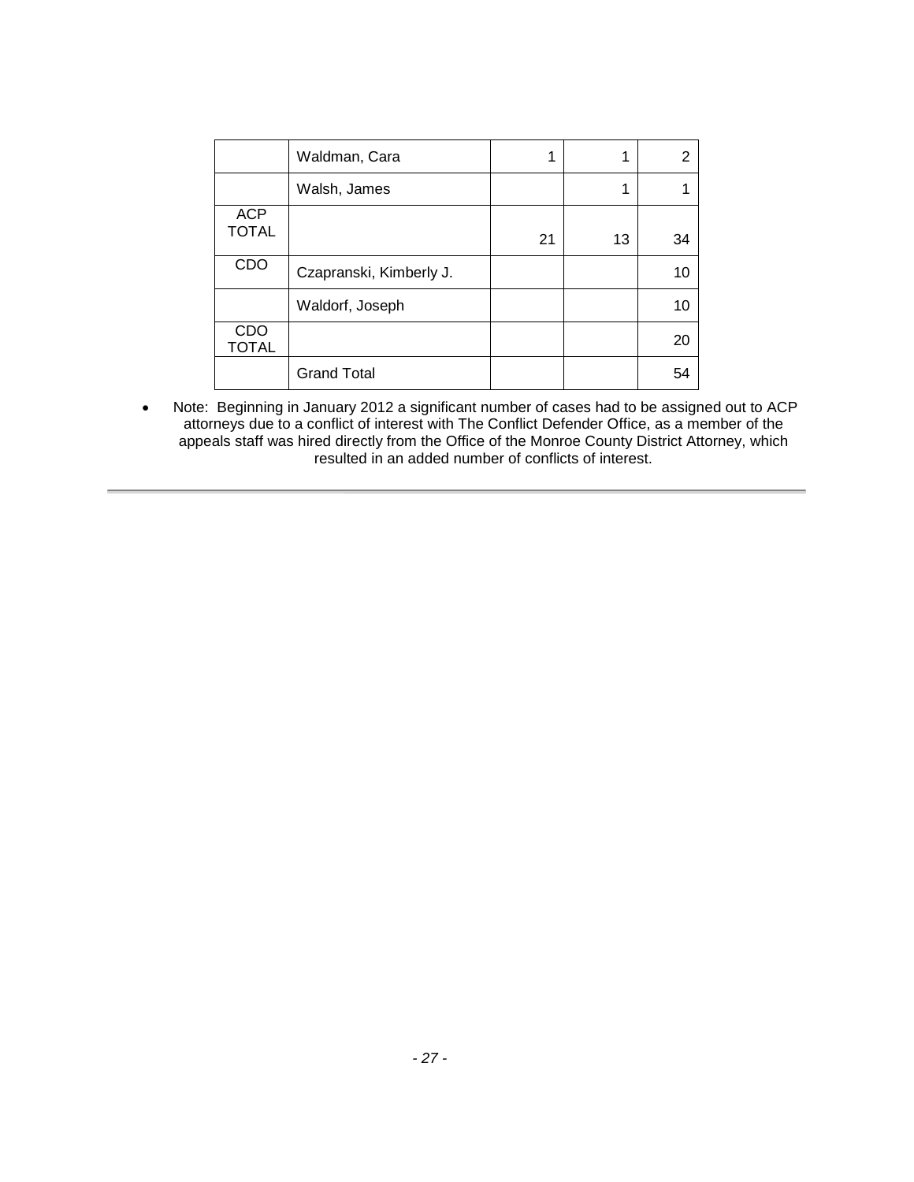| | | | | |
|---|---|---|---|---|
| | Waldman, Cara | 1 | 1 | 2 |
| | Walsh, James | | 1 | 1 |
| ACP TOTAL | | 21 | 13 | 34 |
| CDO | Czapranski, Kimberly J. | | | 10 |
| | Waldorf, Joseph | | | 10 |
| CDO TOTAL | | | | 20 |
| | Grand Total | | | 54 |

- Note: Beginning in January 2012 a significant number of cases had to be assigned out to ACP attorneys due to a conflict of interest with The Conflict Defender Office, as a member of the appeals staff was hired directly from the Office of the Monroe County District Attorney, which resulted in an added number of conflicts of interest.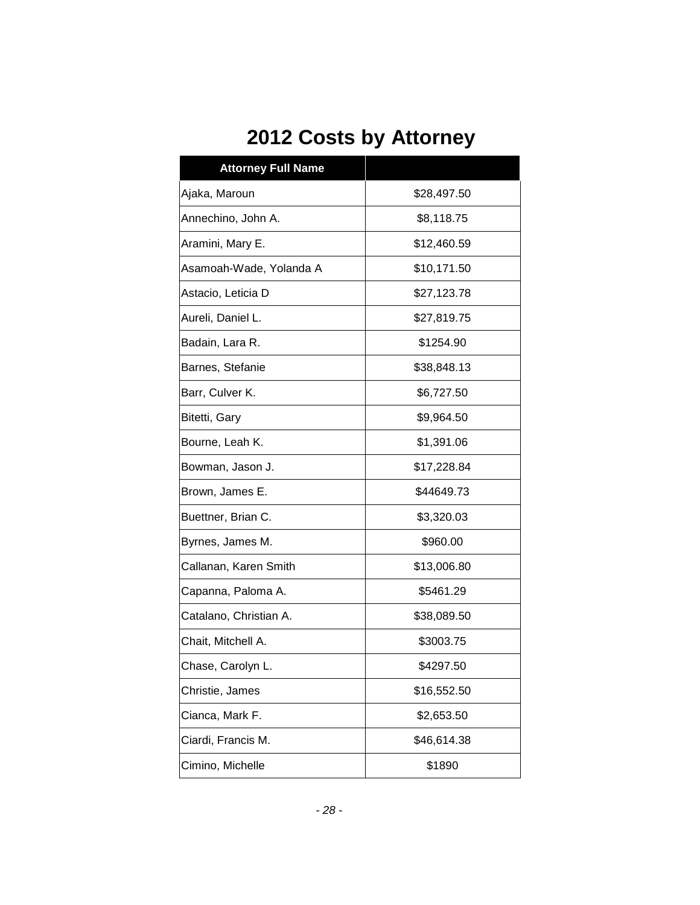# 2012 Costs by Attorney

| Attorney Full Name | |
|---|---|
| Ajaka, Maroun | $28,497.50 |
| Annechino, John A. | $8,118.75 |
| Aramini, Mary E. | $12,460.59 |
| Asamoah-Wade, Yolanda A | $10,171.50 |
| Astacio, Leticia D | $27,123.78 |
| Aureli, Daniel L. | $27,819.75 |
| Badain, Lara R. | $1254.90 |
| Barnes, Stefanie | $38,848.13 |
| Barr, Culver K. | $6,727.50 |
| Bitetti, Gary | $9,964.50 |
| Bourne, Leah K. | $1,391.06 |
| Bowman, Jason J. | $17,228.84 |
| Brown, James E. | $44649.73 |
| Buettner, Brian C. | $3,320.03 |
| Byrnes, James M. | $960.00 |
| Callanan, Karen Smith | $13,006.80 |
| Capanna, Paloma A. | $5461.29 |
| Catalano, Christian A. | $38,089.50 |
| Chait, Mitchell A. | $3003.75 |
| Chase, Carolyn L. | $4297.50 |
| Christie, James | $16,552.50 |
| Cianca, Mark F. | $2,653.50 |
| Ciardi, Francis M. | $46,614.38 |
| Cimino, Michelle | $1890 |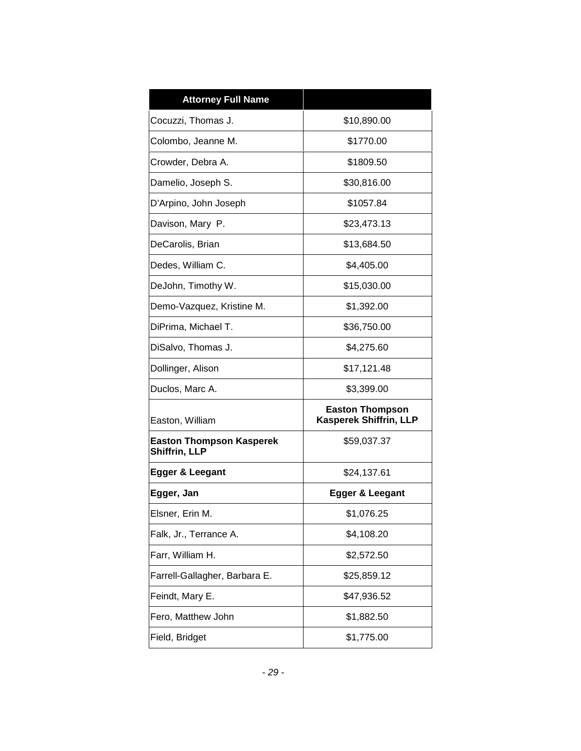| Attorney Full Name | |
|---|---|
| Cocuzzi, Thomas J. | $10,890.00 |
| Colombo, Jeanne M. | $1770.00 |
| Crowder, Debra A. | $1809.50 |
| Damelio, Joseph S. | $30,816.00 |
| D'Arpino, John Joseph | $1057.84 |
| Davison, Mary P. | $23,473.13 |
| DeCarolis, Brian | $13,684.50 |
| Dedes, William C. | $4,405.00 |
| DeJohn, Timothy W. | $15,030.00 |
| Demo-Vazquez, Kristine M. | $1,392.00 |
| DiPrima, Michael T. | $36,750.00 |
| DiSalvo, Thomas J. | $4,275.60 |
| Dollinger, Alison | $17,121.48 |
| Duclos, Marc A. | $3,399.00 |
| Easton, William | **Easton Thompson Kasperek Shiffrin, LLP** |
| **Easton Thompson Kasperek Shiffrin, LLP** | $59,037.37 |
| **Egger & Leegant** | $24,137.61 |
| **Egger, Jan** | **Egger & Leegant** |
| Elsner, Erin M. | $1,076.25 |
| Falk, Jr., Terrance A. | $4,108.20 |
| Farr, William H. | $2,572.50 |
| Farrell-Gallagher, Barbara E. | $25,859.12 |
| Feindt, Mary E. | $47,936.52 |
| Fero, Matthew John | $1,882.50 |
| Field, Bridget | $1,775.00 |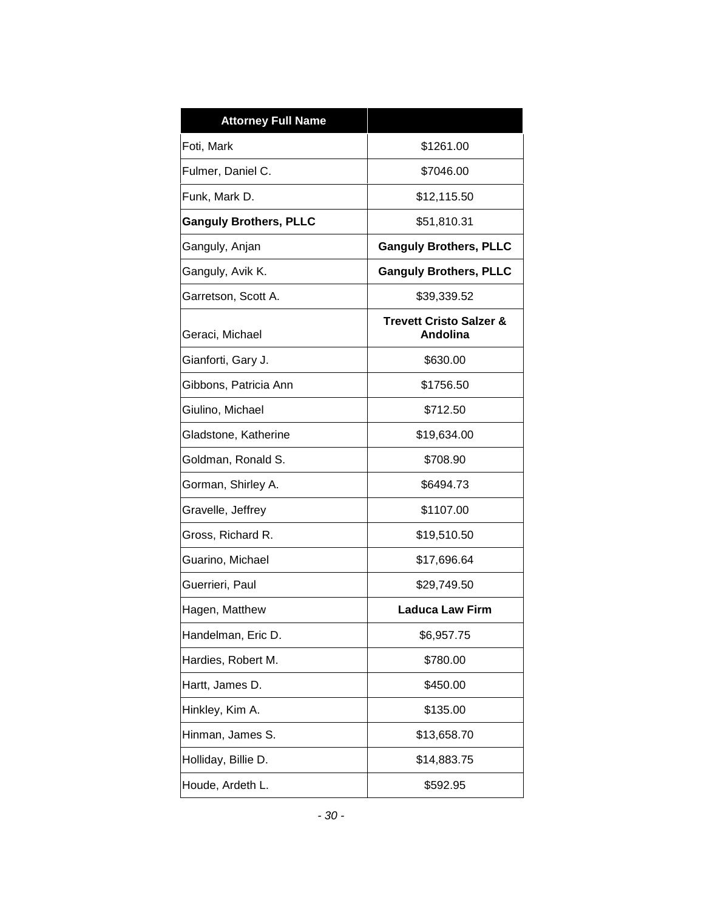| Attorney Full Name | |
|---|---|
| Foti, Mark | $1261.00 |
| Fulmer, Daniel C. | $7046.00 |
| Funk, Mark D. | $12,115.50 |
| **Ganguly Brothers, PLLC** | $51,810.31 |
| Ganguly, Anjan | **Ganguly Brothers, PLLC** |
| Ganguly, Avik K. | **Ganguly Brothers, PLLC** |
| Garretson, Scott A. | $39,339.52 |
| Geraci, Michael | **Trevett Cristo Salzer & Andolina** |
| Gianforti, Gary J. | $630.00 |
| Gibbons, Patricia Ann | $1756.50 |
| Giulino, Michael | $712.50 |
| Gladstone, Katherine | $19,634.00 |
| Goldman, Ronald S. | $708.90 |
| Gorman, Shirley A. | $6494.73 |
| Gravelle, Jeffrey | $1107.00 |
| Gross, Richard R. | $19,510.50 |
| Guarino, Michael | $17,696.64 |
| Guerrieri, Paul | $29,749.50 |
| Hagen, Matthew | **Laduca Law Firm** |
| Handelman, Eric D. | $6,957.75 |
| Hardies, Robert M. | $780.00 |
| Hartt, James D. | $450.00 |
| Hinkley, Kim A. | $135.00 |
| Hinman, James S. | $13,658.70 |
| Holliday, Billie D. | $14,883.75 |
| Houde, Ardeth L. | $592.95 |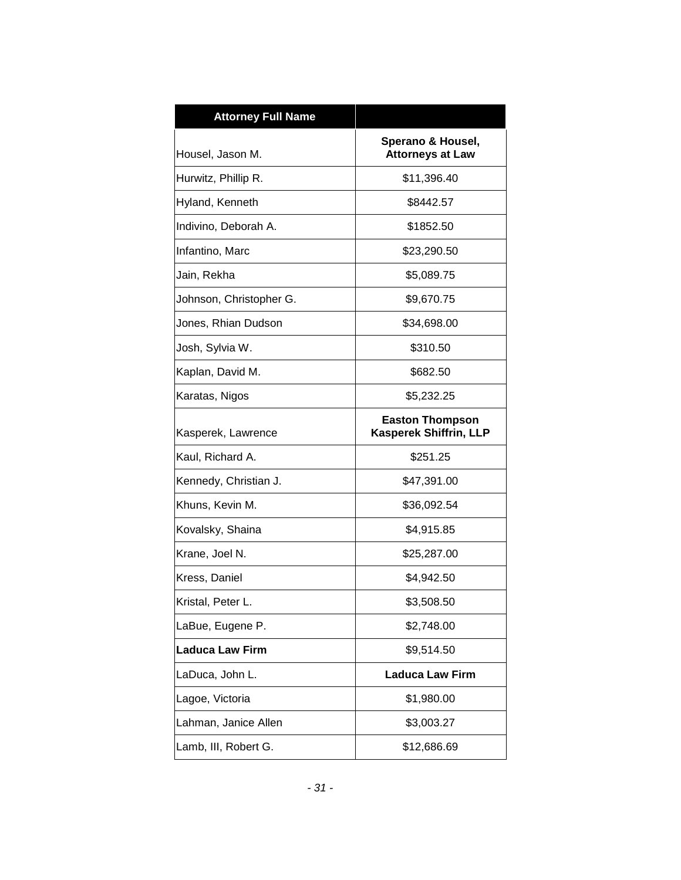| Attorney Full Name | |
|---|---|
| Housel, Jason M. | **Sperano & Housel, Attorneys at Law** |
| Hurwitz, Phillip R. | $11,396.40 |
| Hyland, Kenneth | $8442.57 |
| Indivino, Deborah A. | $1852.50 |
| Infantino, Marc | $23,290.50 |
| Jain, Rekha | $5,089.75 |
| Johnson, Christopher G. | $9,670.75 |
| Jones, Rhian Dudson | $34,698.00 |
| Josh, Sylvia W. | $310.50 |
| Kaplan, David M. | $682.50 |
| Karatas, Nigos | $5,232.25 |
| Kasperek, Lawrence | **Easton Thompson Kasperek Shiffrin, LLP** |
| Kaul, Richard A. | $251.25 |
| Kennedy, Christian J. | $47,391.00 |
| Khuns, Kevin M. | $36,092.54 |
| Kovalsky, Shaina | $4,915.85 |
| Krane, Joel N. | $25,287.00 |
| Kress, Daniel | $4,942.50 |
| Kristal, Peter L. | $3,508.50 |
| LaBue, Eugene P. | $2,748.00 |
| **Laduca Law Firm** | $9,514.50 |
| LaDuca, John L. | **Laduca Law Firm** |
| Lagoe, Victoria | $1,980.00 |
| Lahman, Janice Allen | $3,003.27 |
| Lamb, III, Robert G. | $12,686.69 |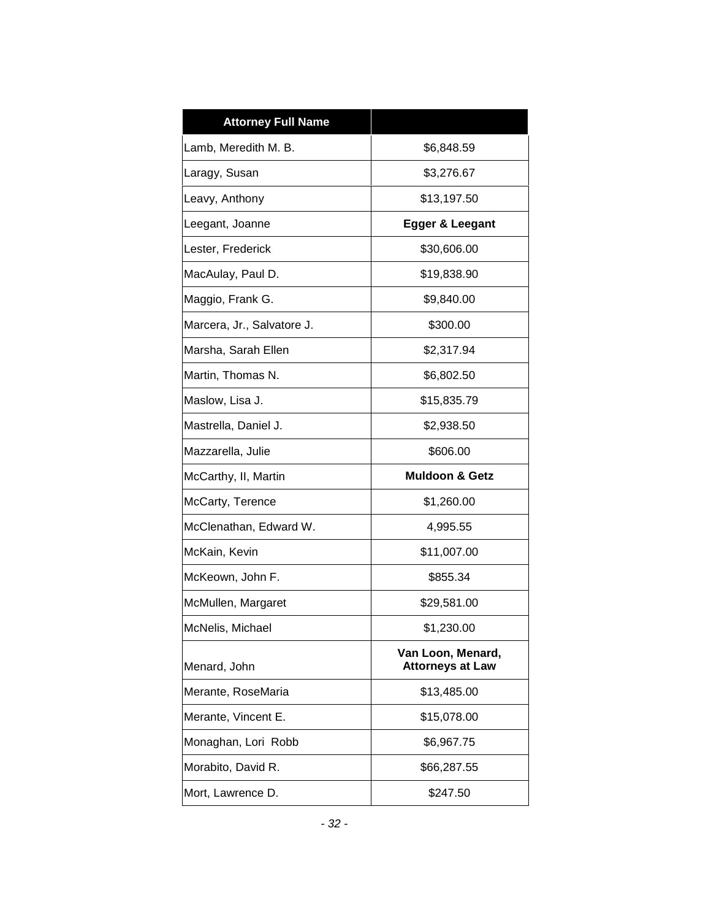| Attorney Full Name | |
|---|---|
| Lamb, Meredith M. B. | $6,848.59 |
| Laragy, Susan | $3,276.67 |
| Leavy, Anthony | $13,197.50 |
| Leegant, Joanne | **Egger & Leegant** |
| Lester, Frederick | $30,606.00 |
| MacAulay, Paul D. | $19,838.90 |
| Maggio, Frank G. | $9,840.00 |
| Marcera, Jr., Salvatore J. | $300.00 |
| Marsha, Sarah Ellen | $2,317.94 |
| Martin, Thomas N. | $6,802.50 |
| Maslow, Lisa J. | $15,835.79 |
| Mastrella, Daniel J. | $2,938.50 |
| Mazzarella, Julie | $606.00 |
| McCarthy, II, Martin | **Muldoon & Getz** |
| McCarty, Terence | $1,260.00 |
| McClenathan, Edward W. | 4,995.55 |
| McKain, Kevin | $11,007.00 |
| McKeown, John F. | $855.34 |
| McMullen, Margaret | $29,581.00 |
| McNelis, Michael | $1,230.00 |
| Menard, John | **Van Loon, Menard, Attorneys at Law** |
| Merante, RoseMaria | $13,485.00 |
| Merante, Vincent E. | $15,078.00 |
| Monaghan, Lori Robb | $6,967.75 |
| Morabito, David R. | $66,287.55 |
| Mort, Lawrence D. | $247.50 |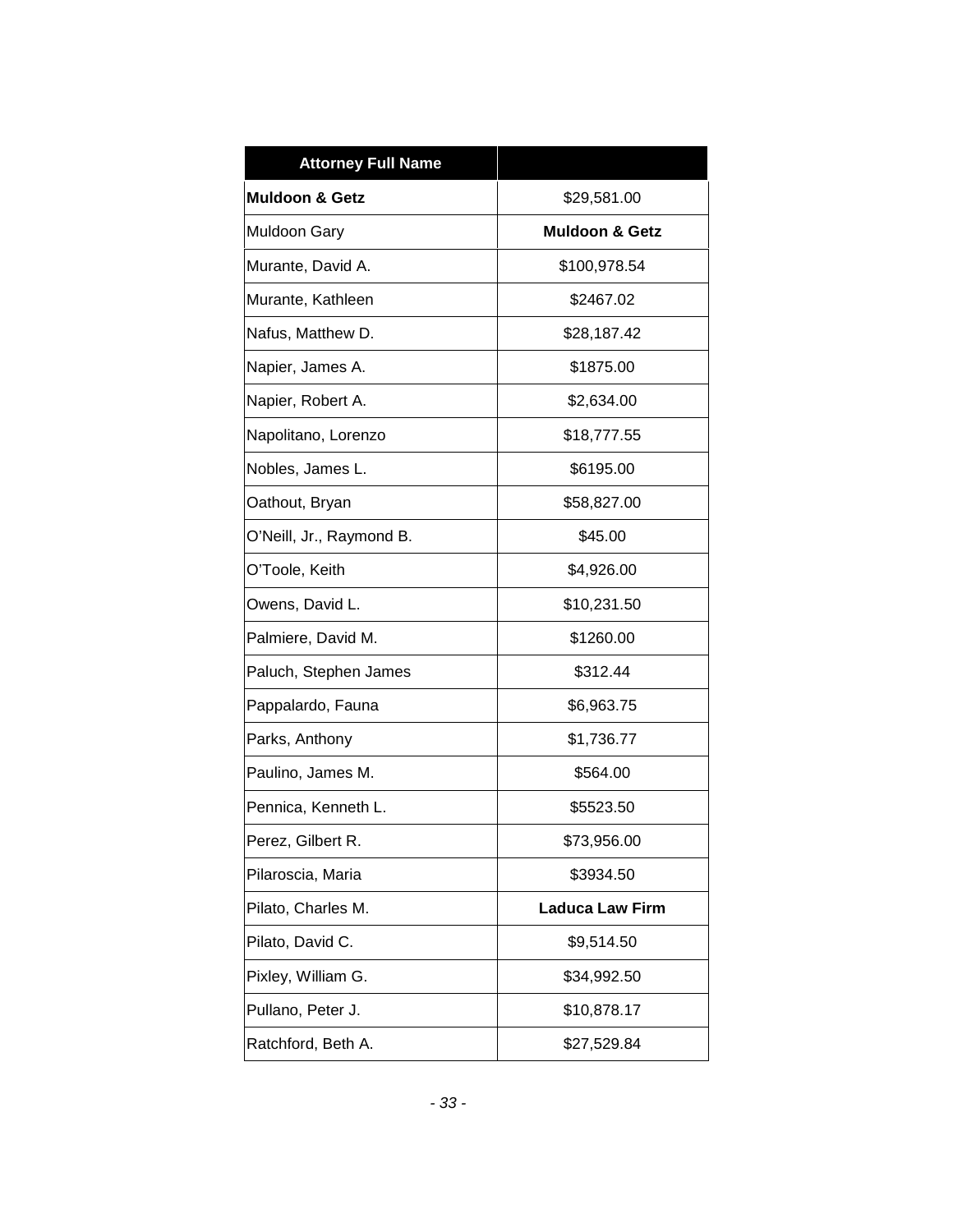| Attorney Full Name | |
|---|---|
| **Muldoon & Getz** | $29,581.00 |
| Muldoon Gary | **Muldoon & Getz** |
| Murante, David A. | $100,978.54 |
| Murante, Kathleen | $2467.02 |
| Nafus, Matthew D. | $28,187.42 |
| Napier, James A. | $1875.00 |
| Napier, Robert A. | $2,634.00 |
| Napolitano, Lorenzo | $18,777.55 |
| Nobles, James L. | $6195.00 |
| Oathout, Bryan | $58,827.00 |
| O'Neill, Jr., Raymond B. | $45.00 |
| O'Toole, Keith | $4,926.00 |
| Owens, David L. | $10,231.50 |
| Palmiere, David M. | $1260.00 |
| Paluch, Stephen James | $312.44 |
| Pappalardo, Fauna | $6,963.75 |
| Parks, Anthony | $1,736.77 |
| Paulino, James M. | $564.00 |
| Pennica, Kenneth L. | $5523.50 |
| Perez, Gilbert R. | $73,956.00 |
| Pilaroscia, Maria | $3934.50 |
| Pilato, Charles M. | **Laduca Law Firm** |
| Pilato, David C. | $9,514.50 |
| Pixley, William G. | $34,992.50 |
| Pullano, Peter J. | $10,878.17 |
| Ratchford, Beth A. | $27,529.84 |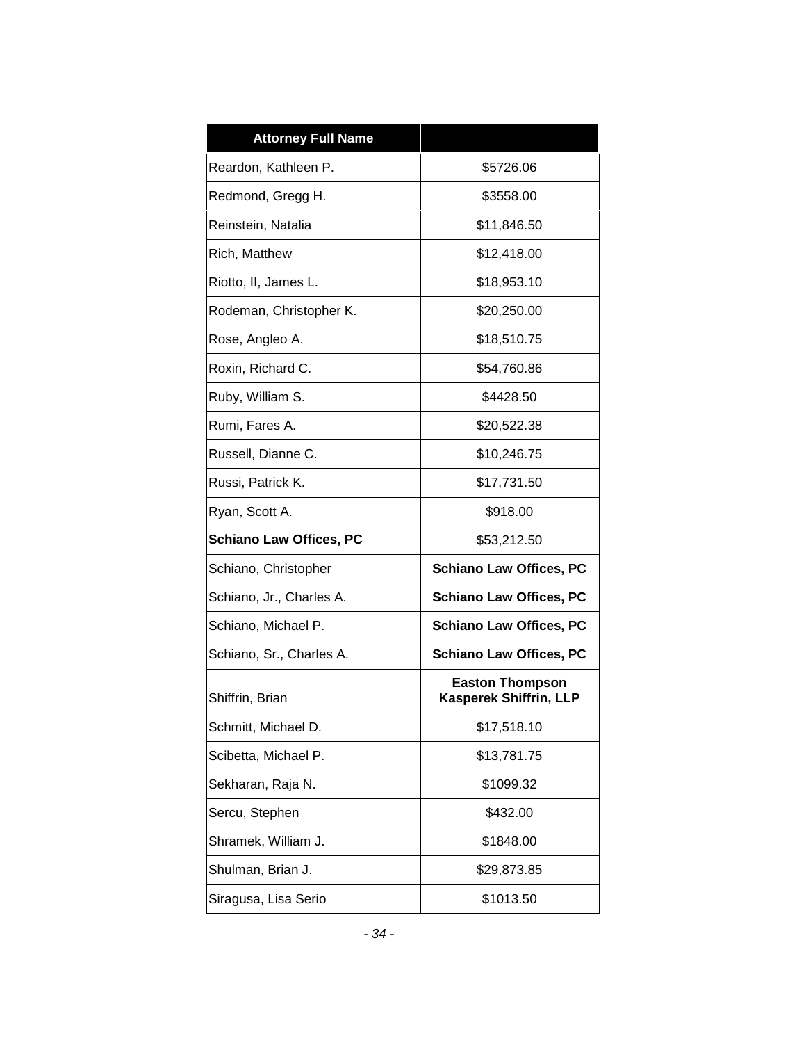| **Attorney Full Name** | |
|---|---|
| Reardon, Kathleen P. | $5726.06 |
| Redmond, Gregg H. | $3558.00 |
| Reinstein, Natalia | $11,846.50 |
| Rich, Matthew | $12,418.00 |
| Riotto, II, James L. | $18,953.10 |
| Rodeman, Christopher K. | $20,250.00 |
| Rose, Angleo A. | $18,510.75 |
| Roxin, Richard C. | $54,760.86 |
| Ruby, William S. | $4428.50 |
| Rumi, Fares A. | $20,522.38 |
| Russell, Dianne C. | $10,246.75 |
| Russi, Patrick K. | $17,731.50 |
| Ryan, Scott A. | $918.00 |
| **Schiano Law Offices, PC** | $53,212.50 |
| Schiano, Christopher | **Schiano Law Offices, PC** |
| Schiano, Jr., Charles A. | **Schiano Law Offices, PC** |
| Schiano, Michael P. | **Schiano Law Offices, PC** |
| Schiano, Sr., Charles A. | **Schiano Law Offices, PC** |
| Shiffrin, Brian | **Easton Thompson Kasperek Shiffrin, LLP** |
| Schmitt, Michael D. | $17,518.10 |
| Scibetta, Michael P. | $13,781.75 |
| Sekharan, Raja N. | $1099.32 |
| Sercu, Stephen | $432.00 |
| Shramek, William J. | $1848.00 |
| Shulman, Brian J. | $29,873.85 |
| Siragusa, Lisa Serio | $1013.50 |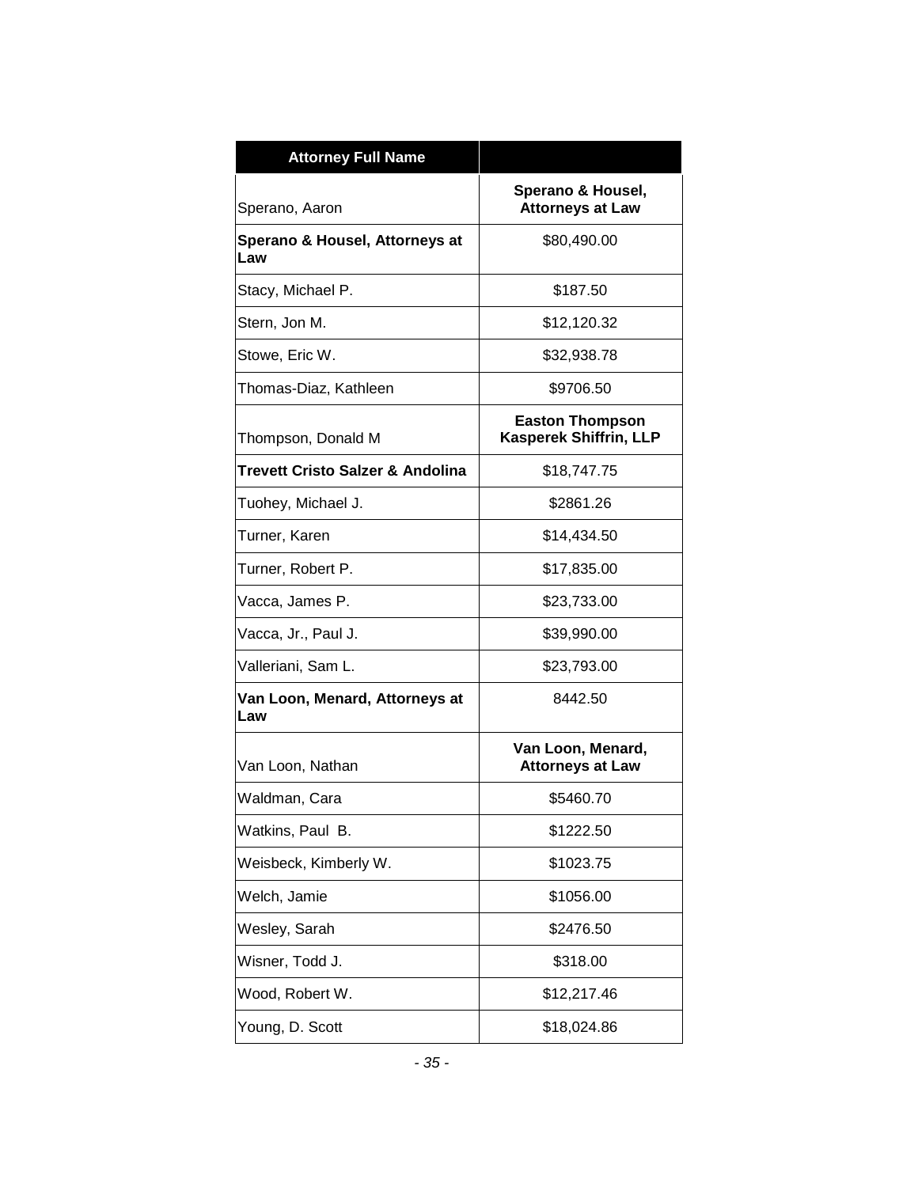| Attorney Full Name | |
|---|---|
| Sperano, Aaron | **Sperano & Housel, Attorneys at Law** |
| **Sperano & Housel, Attorneys at Law** | $80,490.00 |
| Stacy, Michael P. | $187.50 |
| Stern, Jon M. | $12,120.32 |
| Stowe, Eric W. | $32,938.78 |
| Thomas-Diaz, Kathleen | $9706.50 |
| Thompson, Donald M | **Easton Thompson Kasperek Shiffrin, LLP** |
| **Trevett Cristo Salzer & Andolina** | $18,747.75 |
| Tuohey, Michael J. | $2861.26 |
| Turner, Karen | $14,434.50 |
| Turner, Robert P. | $17,835.00 |
| Vacca, James P. | $23,733.00 |
| Vacca, Jr., Paul J. | $39,990.00 |
| Valleriani, Sam L. | $23,793.00 |
| **Van Loon, Menard, Attorneys at Law** | 8442.50 |
| Van Loon, Nathan | **Van Loon, Menard, Attorneys at Law** |
| Waldman, Cara | $5460.70 |
| Watkins, Paul B. | $1222.50 |
| Weisbeck, Kimberly W. | $1023.75 |
| Welch, Jamie | $1056.00 |
| Wesley, Sarah | $2476.50 |
| Wisner, Todd J. | $318.00 |
| Wood, Robert W. | $12,217.46 |
| Young, D. Scott | $18,024.86 |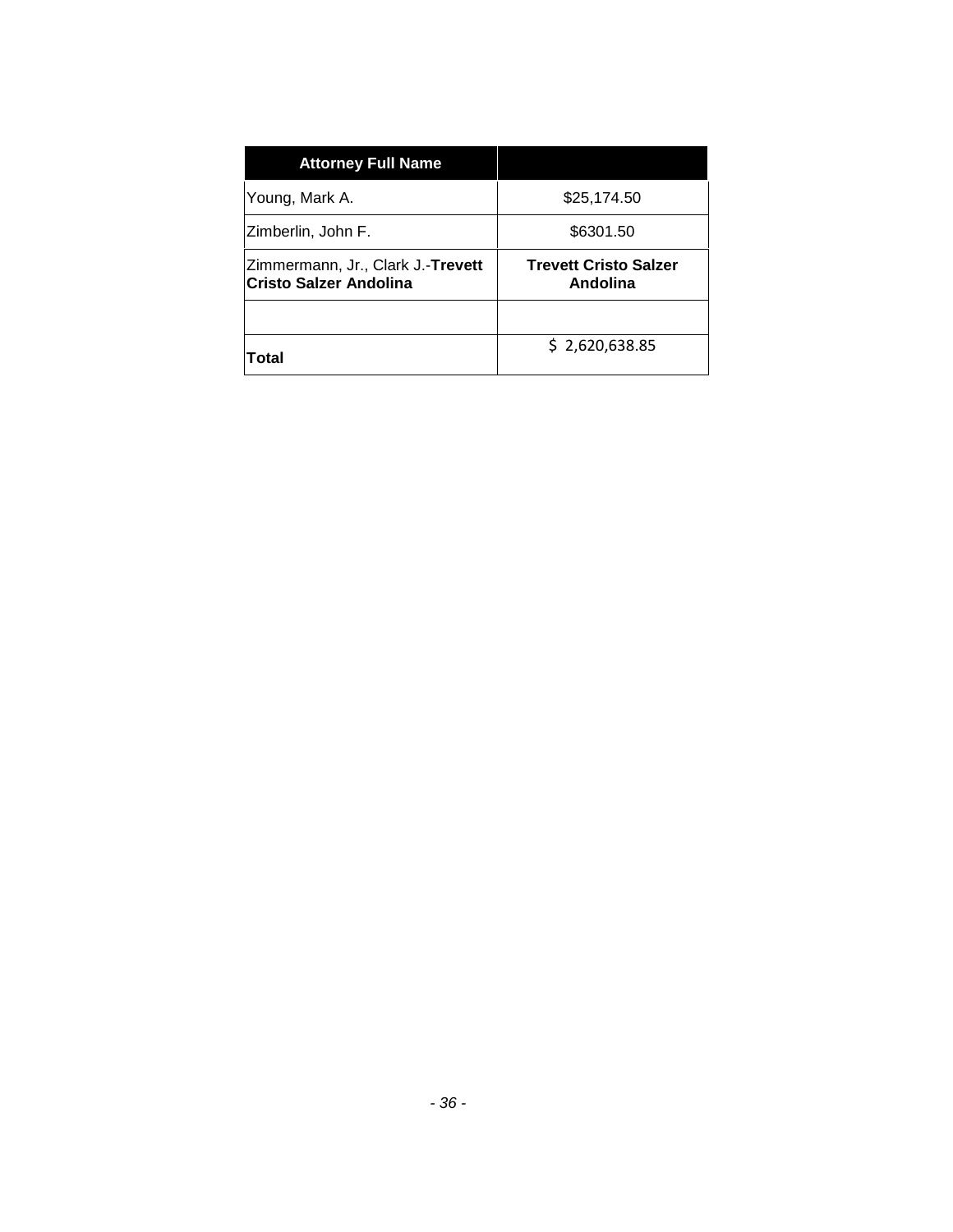| **Attorney Full Name** | |
|---|---|
| Young, Mark A. | $25,174.50 |
| Zimberlin, John F. | $6301.50 |
| Zimmermann, Jr., Clark J.-**Trevett Cristo Salzer Andolina** | **Trevett Cristo Salzer Andolina** |
| | |
| **Total** | $ 2,620,638.85 |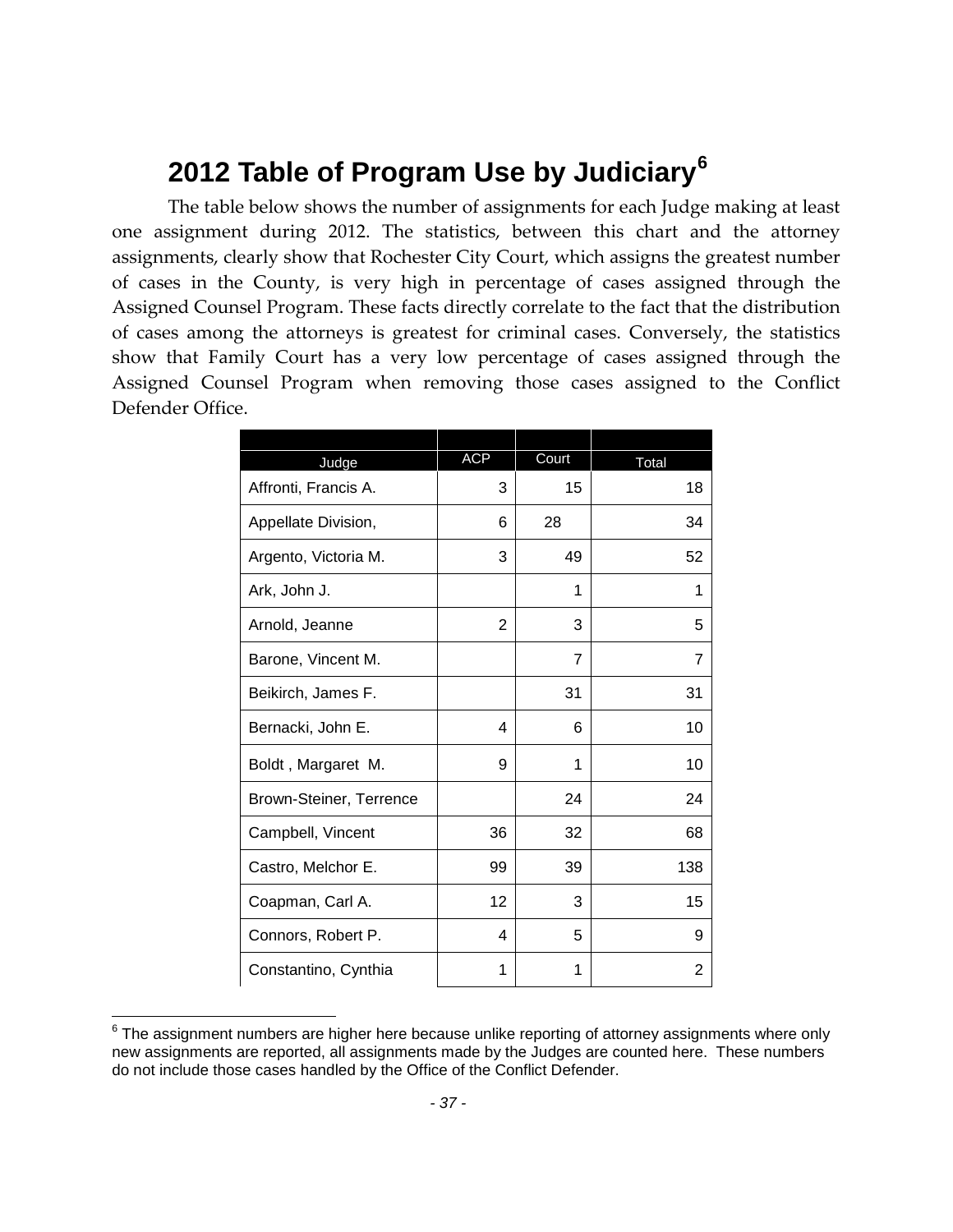# 2012 Table of Program Use by Judiciary[6]

The table below shows the number of assignments for each Judge making at least one assignment during 2012. The statistics, between this chart and the attorney assignments, clearly show that Rochester City Court, which assigns the greatest number of cases in the County, is very high in percentage of cases assigned through the Assigned Counsel Program. These facts directly correlate to the fact that the distribution of cases among the attorneys is greatest for criminal cases. Conversely, the statistics show that Family Court has a very low percentage of cases assigned through the Assigned Counsel Program when removing those cases assigned to the Conflict Defender Office.

| Judge | ACP | Court | Total |
|---|---|---|---|
| Affronti, Francis A. | 3 | 15 | 18 |
| Appellate Division, | 6 | 28 | 34 |
| Argento, Victoria M. | 3 | 49 | 52 |
| Ark, John J. | | 1 | 1 |
| Arnold, Jeanne | 2 | 3 | 5 |
| Barone, Vincent M. | | 7 | 7 |
| Beikirch, James F. | | 31 | 31 |
| Bernacki, John E. | 4 | 6 | 10 |
| Boldt , Margaret M. | 9 | 1 | 10 |
| Brown-Steiner, Terrence | | 24 | 24 |
| Campbell, Vincent | 36 | 32 | 68 |
| Castro, Melchor E. | 99 | 39 | 138 |
| Coapman, Carl A. | 12 | 3 | 15 |
| Connors, Robert P. | 4 | 5 | 9 |
| Constantino, Cynthia | 1 | 1 | 2 |

[6] The assignment numbers are higher here because unlike reporting of attorney assignments where only new assignments are reported, all assignments made by the Judges are counted here. These numbers do not include those cases handled by the Office of the Conflict Defender.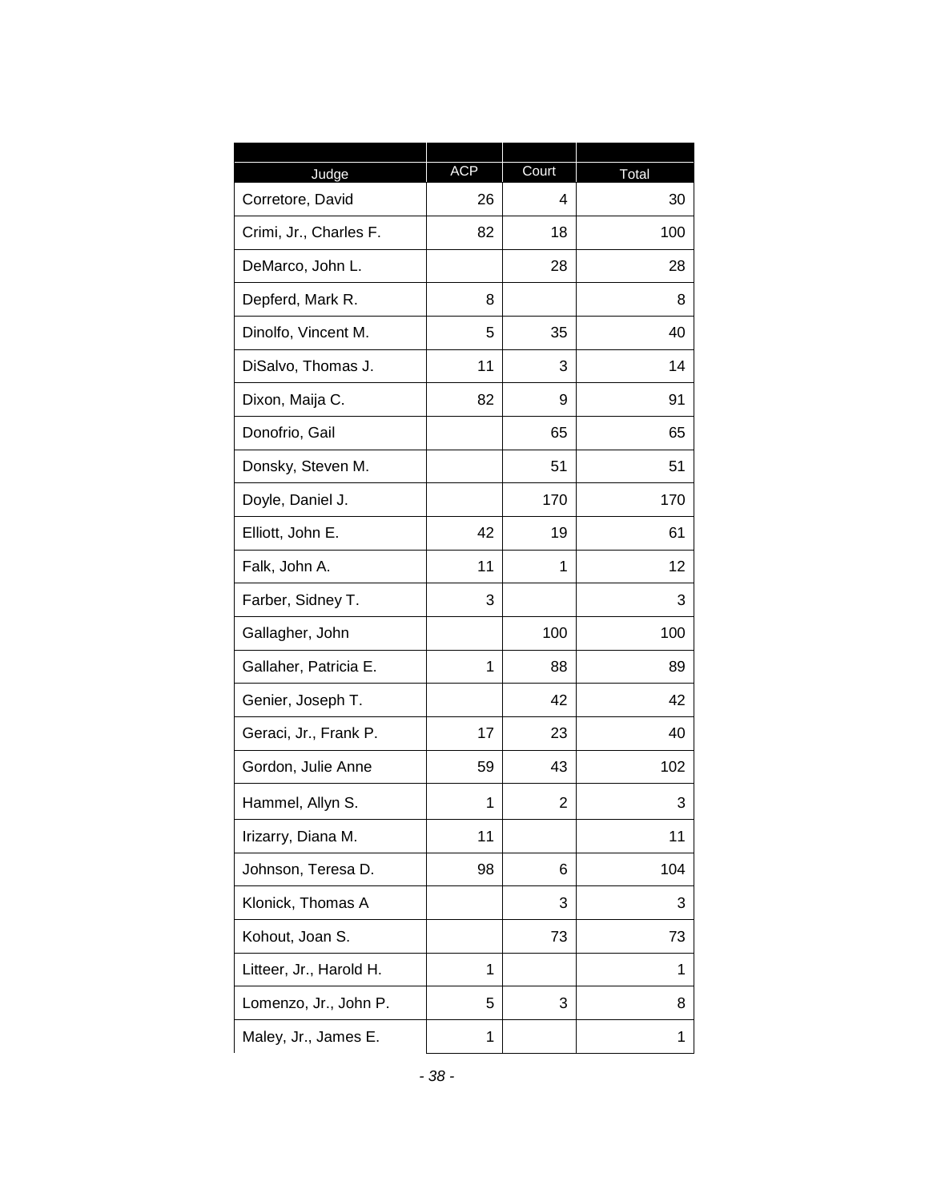| Judge | ACP | Court | Total |
|---|---|---|---|
| Corretore, David | 26 | 4 | 30 |
| Crimi, Jr., Charles F. | 82 | 18 | 100 |
| DeMarco, John L. | | 28 | 28 |
| Depferd, Mark R. | 8 | | 8 |
| Dinolfo, Vincent M. | 5 | 35 | 40 |
| DiSalvo, Thomas J. | 11 | 3 | 14 |
| Dixon, Maija C. | 82 | 9 | 91 |
| Donofrio, Gail | | 65 | 65 |
| Donsky, Steven M. | | 51 | 51 |
| Doyle, Daniel J. | | 170 | 170 |
| Elliott, John E. | 42 | 19 | 61 |
| Falk, John A. | 11 | 1 | 12 |
| Farber, Sidney T. | 3 | | 3 |
| Gallagher, John | | 100 | 100 |
| Gallaher, Patricia E. | 1 | 88 | 89 |
| Genier, Joseph T. | | 42 | 42 |
| Geraci, Jr., Frank P. | 17 | 23 | 40 |
| Gordon, Julie Anne | 59 | 43 | 102 |
| Hammel, Allyn S. | 1 | 2 | 3 |
| Irizarry, Diana M. | 11 | | 11 |
| Johnson, Teresa D. | 98 | 6 | 104 |
| Klonick, Thomas A | | 3 | 3 |
| Kohout, Joan S. | | 73 | 73 |
| Litteer, Jr., Harold H. | 1 | | 1 |
| Lomenzo, Jr., John P. | 5 | 3 | 8 |
| Maley, Jr., James E. | 1 | | 1 |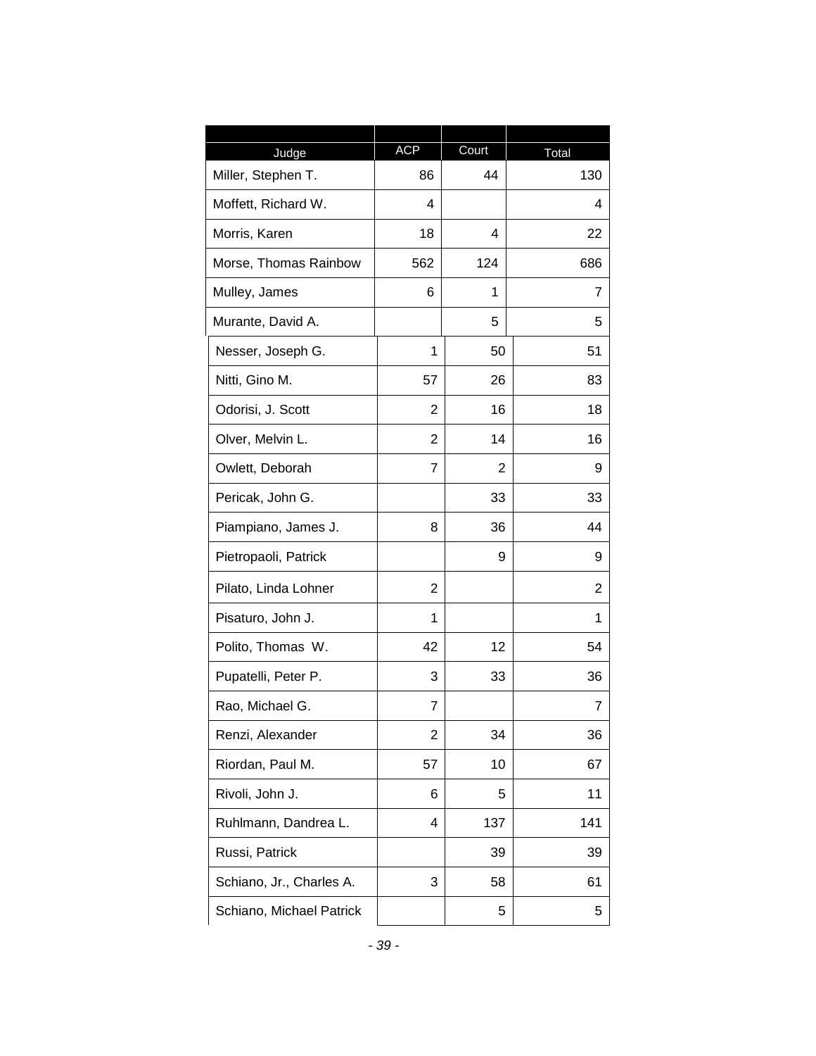| Judge | ACP | Court | Total |
|---|---|---|---|
| Miller, Stephen T. | 86 | 44 | 130 |
| Moffett, Richard W. | 4 | | 4 |
| Morris, Karen | 18 | 4 | 22 |
| Morse, Thomas Rainbow | 562 | 124 | 686 |
| Mulley, James | 6 | 1 | 7 |
| Murante, David A. | | 5 | 5 |
| Nesser, Joseph G. | 1 | 50 | 51 |
| Nitti, Gino M. | 57 | 26 | 83 |
| Odorisi, J. Scott | 2 | 16 | 18 |
| Olver, Melvin L. | 2 | 14 | 16 |
| Owlett, Deborah | 7 | 2 | 9 |
| Pericak, John G. | | 33 | 33 |
| Piampiano, James J. | 8 | 36 | 44 |
| Pietropaoli, Patrick | | 9 | 9 |
| Pilato, Linda Lohner | 2 | | 2 |
| Pisaturo, John J. | 1 | | 1 |
| Polito, Thomas W. | 42 | 12 | 54 |
| Pupatelli, Peter P. | 3 | 33 | 36 |
| Rao, Michael G. | 7 | | 7 |
| Renzi, Alexander | 2 | 34 | 36 |
| Riordan, Paul M. | 57 | 10 | 67 |
| Rivoli, John J. | 6 | 5 | 11 |
| Ruhlmann, Dandrea L. | 4 | 137 | 141 |
| Russi, Patrick | | 39 | 39 |
| Schiano, Jr., Charles A. | 3 | 58 | 61 |
| Schiano, Michael Patrick | | 5 | 5 |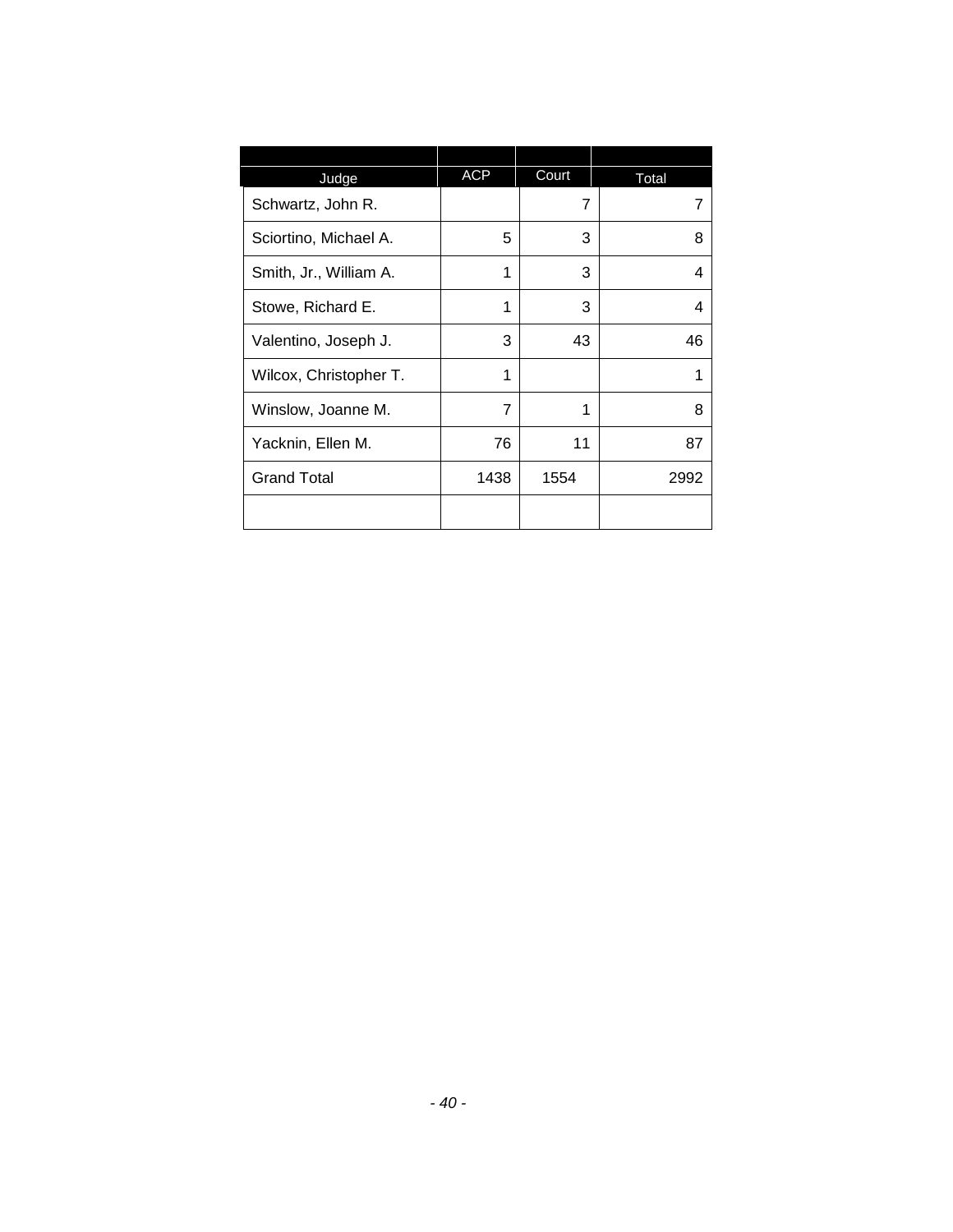| Judge | ACP | Court | Total |
|---|---|---|---|
| Schwartz, John R. | | 7 | 7 |
| Sciortino, Michael A. | 5 | 3 | 8 |
| Smith, Jr., William A. | 1 | 3 | 4 |
| Stowe, Richard E. | 1 | 3 | 4 |
| Valentino, Joseph J. | 3 | 43 | 46 |
| Wilcox, Christopher T. | 1 | | 1 |
| Winslow, Joanne M. | 7 | 1 | 8 |
| Yacknin, Ellen M. | 76 | 11 | 87 |
| Grand Total | 1438 | 1554 | 2992 |
| | | | |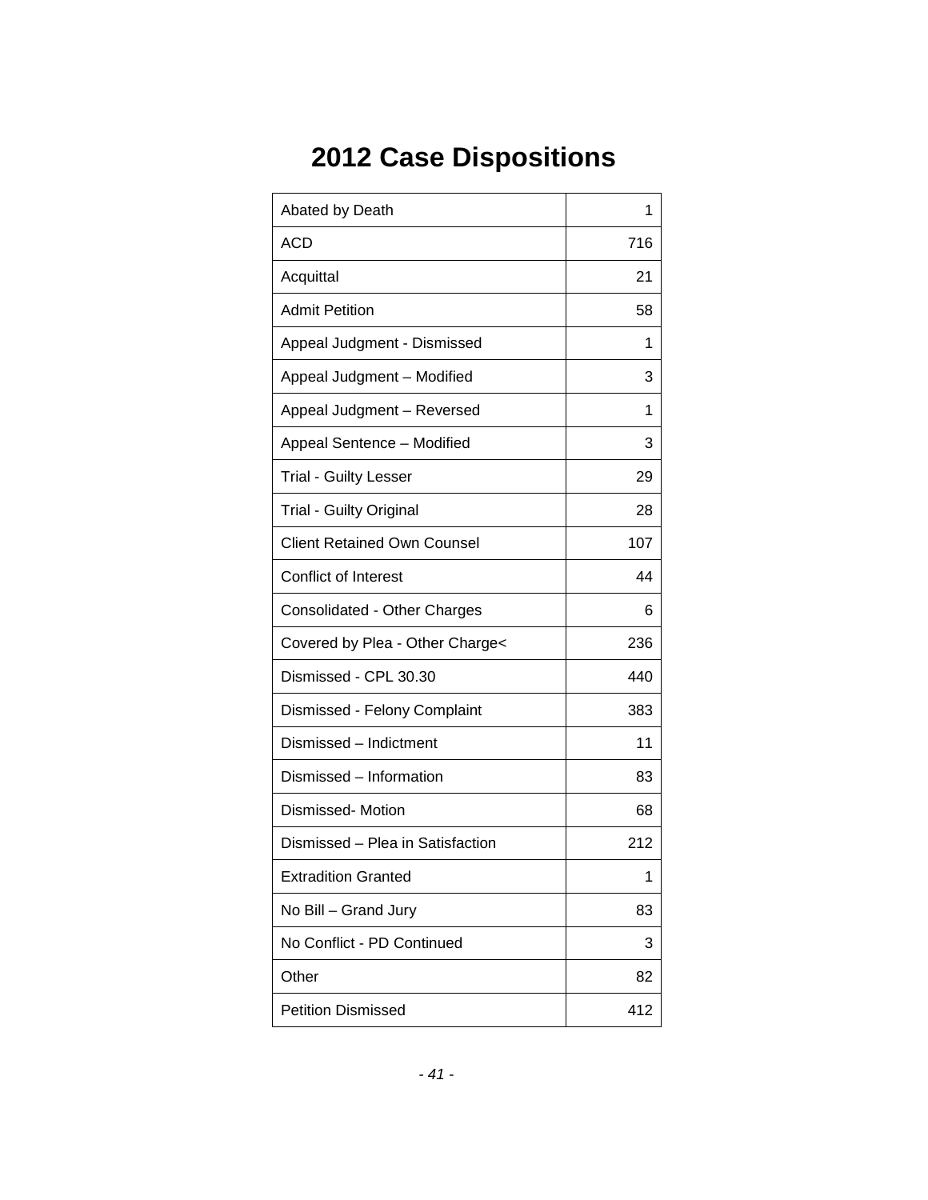# 2012 Case Dispositions

| | |
|---|---:|
| Abated by Death | 1 |
| ACD | 716 |
| Acquittal | 21 |
| Admit Petition | 58 |
| Appeal Judgment - Dismissed | 1 |
| Appeal Judgment – Modified | 3 |
| Appeal Judgment – Reversed | 1 |
| Appeal Sentence – Modified | 3 |
| Trial - Guilty Lesser | 29 |
| Trial - Guilty Original | 28 |
| Client Retained Own Counsel | 107 |
| Conflict of Interest | 44 |
| Consolidated - Other Charges | 6 |
| Covered by Plea - Other Charge< | 236 |
| Dismissed - CPL 30.30 | 440 |
| Dismissed - Felony Complaint | 383 |
| Dismissed – Indictment | 11 |
| Dismissed – Information | 83 |
| Dismissed- Motion | 68 |
| Dismissed – Plea in Satisfaction | 212 |
| Extradition Granted | 1 |
| No Bill – Grand Jury | 83 |
| No Conflict - PD Continued | 3 |
| Other | 82 |
| Petition Dismissed | 412 |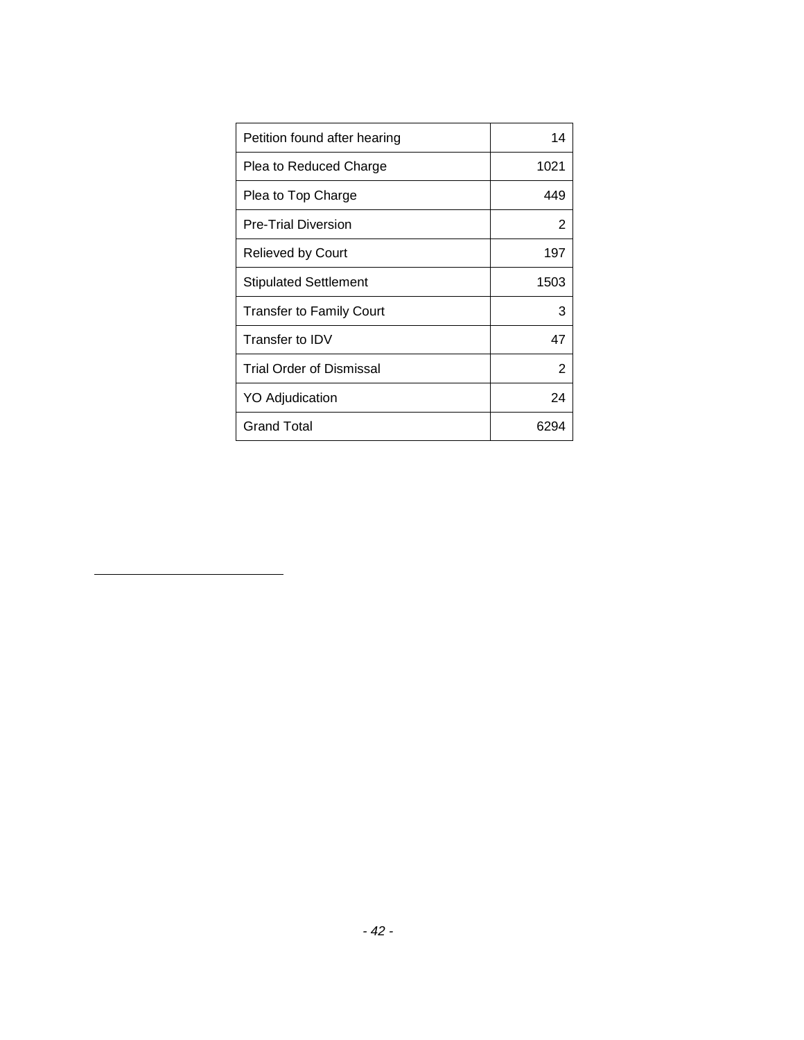| | |
|---|---|
| Petition found after hearing | 14 |
| Plea to Reduced Charge | 1021 |
| Plea to Top Charge | 449 |
| Pre-Trial Diversion | 2 |
| Relieved by Court | 197 |
| Stipulated Settlement | 1503 |
| Transfer to Family Court | 3 |
| Transfer to IDV | 47 |
| Trial Order of Dismissal | 2 |
| YO Adjudication | 24 |
| Grand Total | 6294 |